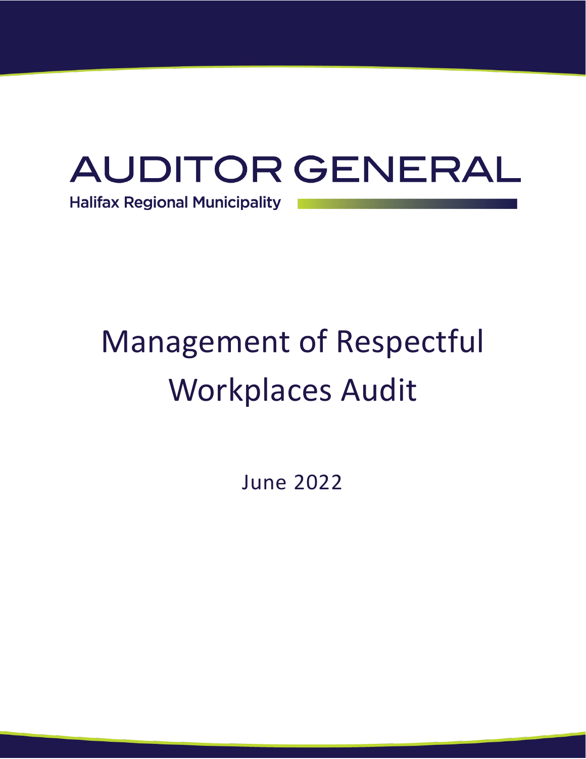# AUDITOR GENERAL

Halifax Regional Municipality

# Management of Respectful Workplaces Audit

June 2022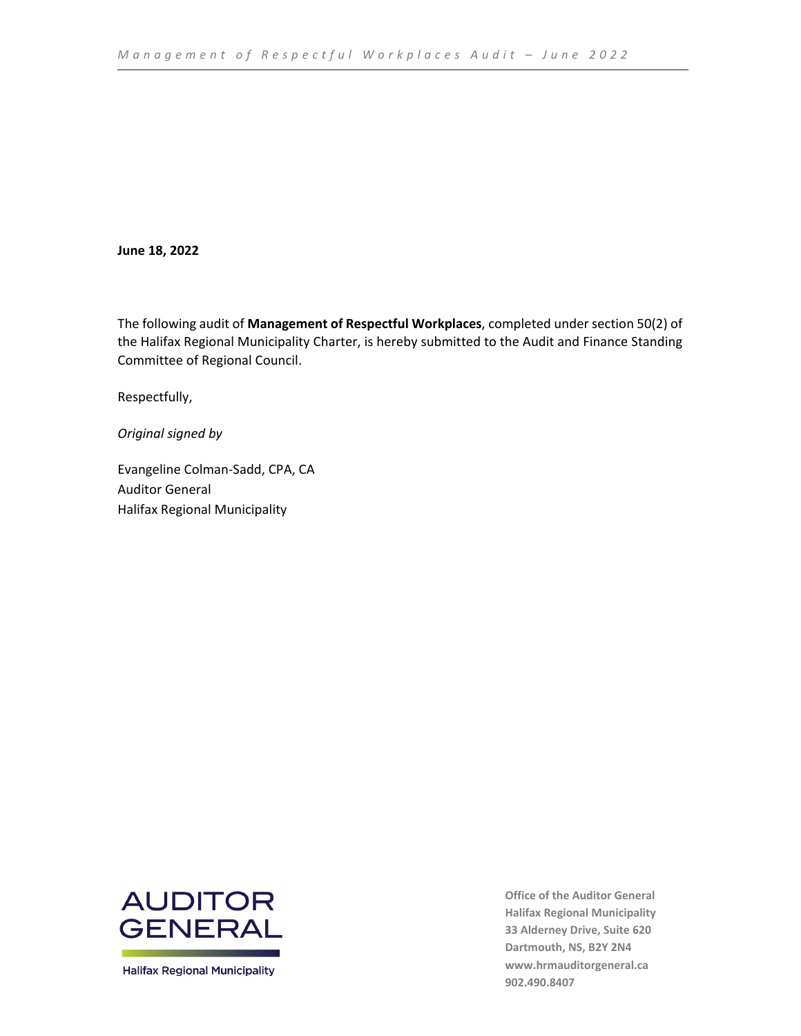**June 18, 2022**

The following audit of **Management of Respectful Workplaces**, completed under section 50(2) of the Halifax Regional Municipality Charter, is hereby submitted to the Audit and Finance Standing Committee of Regional Council.

Respectfully,

*Original signed by*

Evangeline Colman-Sadd, CPA, CA
Auditor General
Halifax Regional Municipality

AUDITOR GENERAL
Halifax Regional Municipality

**Office of the Auditor General**
**Halifax Regional Municipality**
**33 Alderney Drive, Suite 620**
**Dartmouth, NS, B2Y 2N4**
**www.hrmauditorgeneral.ca**
**902.490.8407**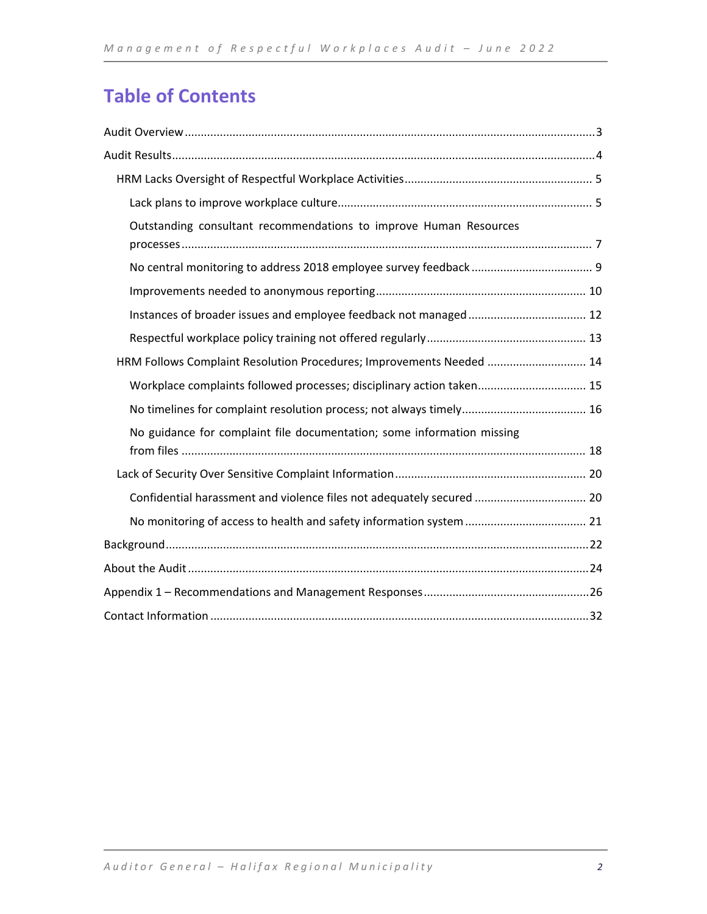# Table of Contents

Audit Overview ........................................................................................................................3

Audit Results ...........................................................................................................................4

- HRM Lacks Oversight of Respectful Workplace Activities .......................................................... 5
  - Lack plans to improve workplace culture .............................................................................. 5
  - Outstanding consultant recommendations to improve Human Resources processes ............................................................................................................................ 7
  - No central monitoring to address 2018 employee survey feedback ..................................... 9
  - Improvements needed to anonymous reporting ................................................................. 10
  - Instances of broader issues and employee feedback not managed .................................... 12
  - Respectful workplace policy training not offered regularly ................................................. 13
- HRM Follows Complaint Resolution Procedures; Improvements Needed ............................... 14
  - Workplace complaints followed processes; disciplinary action taken ................................. 15
  - No timelines for complaint resolution process; not always timely ...................................... 16
  - No guidance for complaint file documentation; some information missing from files ...................................................................................................................... 18
- Lack of Security Over Sensitive Complaint Information ........................................................... 20
  - Confidential harassment and violence files not adequately secured .................................. 20
  - No monitoring of access to health and safety information system ..................................... 21

Background ...........................................................................................................................22

About the Audit ....................................................................................................................24

Appendix 1 – Recommendations and Management Responses ...........................................26

Contact Information .............................................................................................................32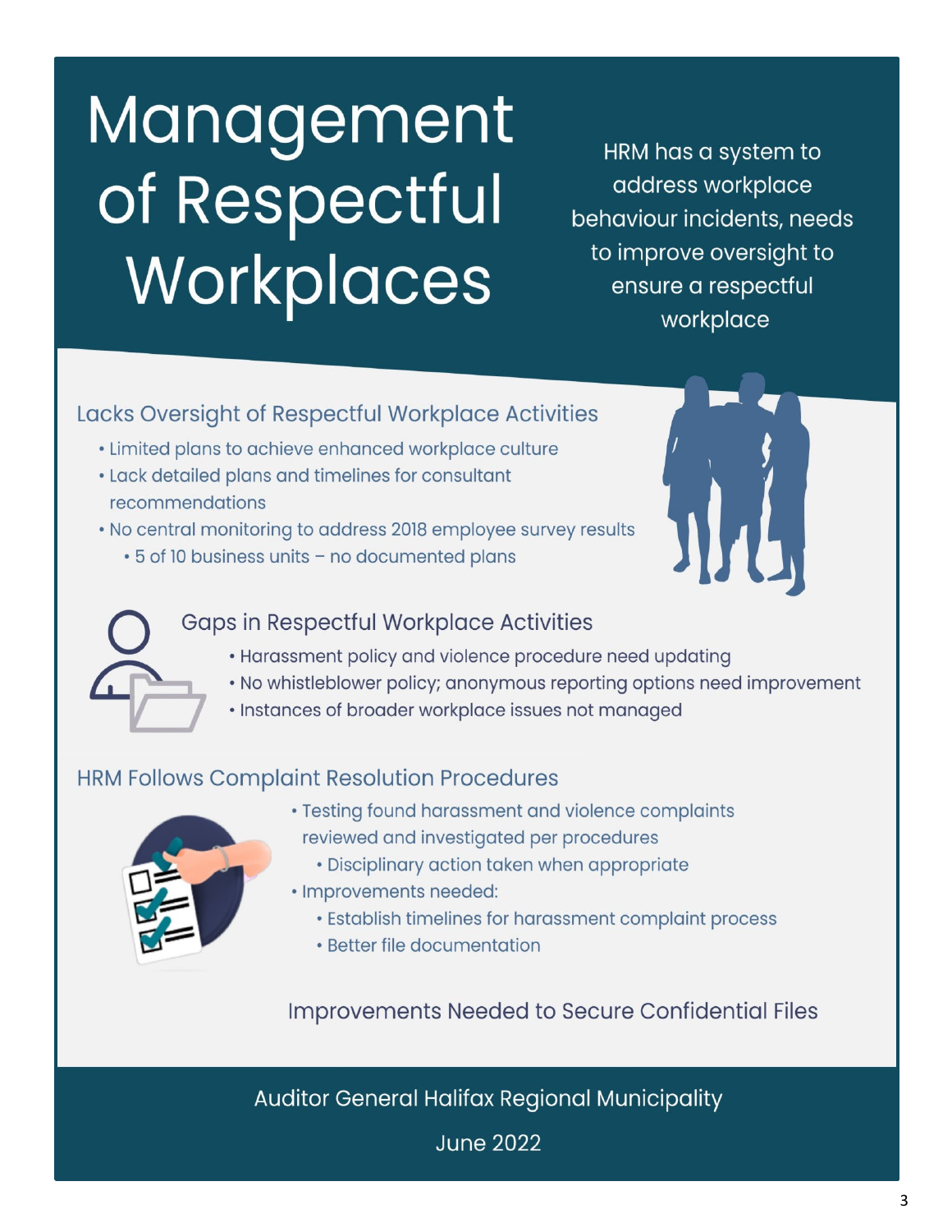# Management of Respectful Workplaces

HRM has a system to address workplace behaviour incidents, needs to improve oversight to ensure a respectful workplace

## Lacks Oversight of Respectful Workplace Activities

- Limited plans to achieve enhanced workplace culture
- Lack detailed plans and timelines for consultant recommendations
- No central monitoring to address 2018 employee survey results
  - 5 of 10 business units – no documented plans

## Gaps in Respectful Workplace Activities

- Harassment policy and violence procedure need updating
- No whistleblower policy; anonymous reporting options need improvement
- Instances of broader workplace issues not managed

## HRM Follows Complaint Resolution Procedures

- Testing found harassment and violence complaints reviewed and investigated per procedures
  - Disciplinary action taken when appropriate
- Improvements needed:
  - Establish timelines for harassment complaint process
  - Better file documentation

## Improvements Needed to Secure Confidential Files

Auditor General Halifax Regional Municipality

June 2022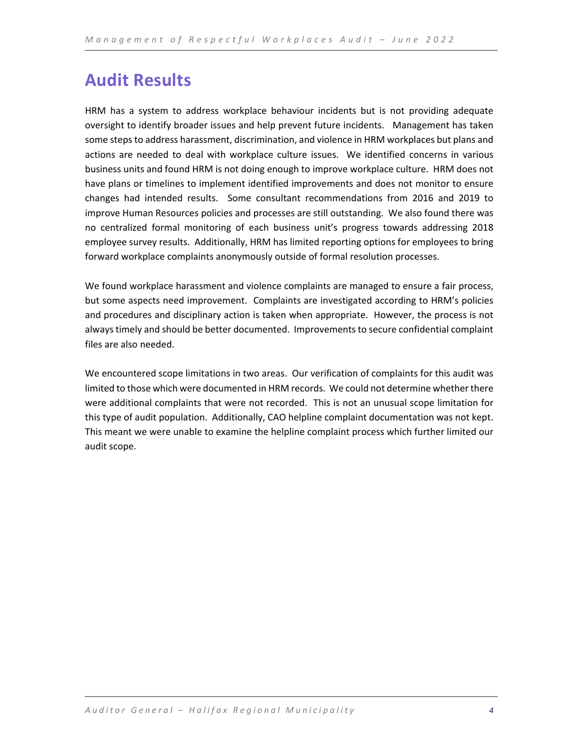# Audit Results

HRM has a system to address workplace behaviour incidents but is not providing adequate oversight to identify broader issues and help prevent future incidents. Management has taken some steps to address harassment, discrimination, and violence in HRM workplaces but plans and actions are needed to deal with workplace culture issues. We identified concerns in various business units and found HRM is not doing enough to improve workplace culture. HRM does not have plans or timelines to implement identified improvements and does not monitor to ensure changes had intended results. Some consultant recommendations from 2016 and 2019 to improve Human Resources policies and processes are still outstanding. We also found there was no centralized formal monitoring of each business unit's progress towards addressing 2018 employee survey results. Additionally, HRM has limited reporting options for employees to bring forward workplace complaints anonymously outside of formal resolution processes.

We found workplace harassment and violence complaints are managed to ensure a fair process, but some aspects need improvement. Complaints are investigated according to HRM's policies and procedures and disciplinary action is taken when appropriate. However, the process is not always timely and should be better documented. Improvements to secure confidential complaint files are also needed.

We encountered scope limitations in two areas. Our verification of complaints for this audit was limited to those which were documented in HRM records. We could not determine whether there were additional complaints that were not recorded. This is not an unusual scope limitation for this type of audit population. Additionally, CAO helpline complaint documentation was not kept. This meant we were unable to examine the helpline complaint process which further limited our audit scope.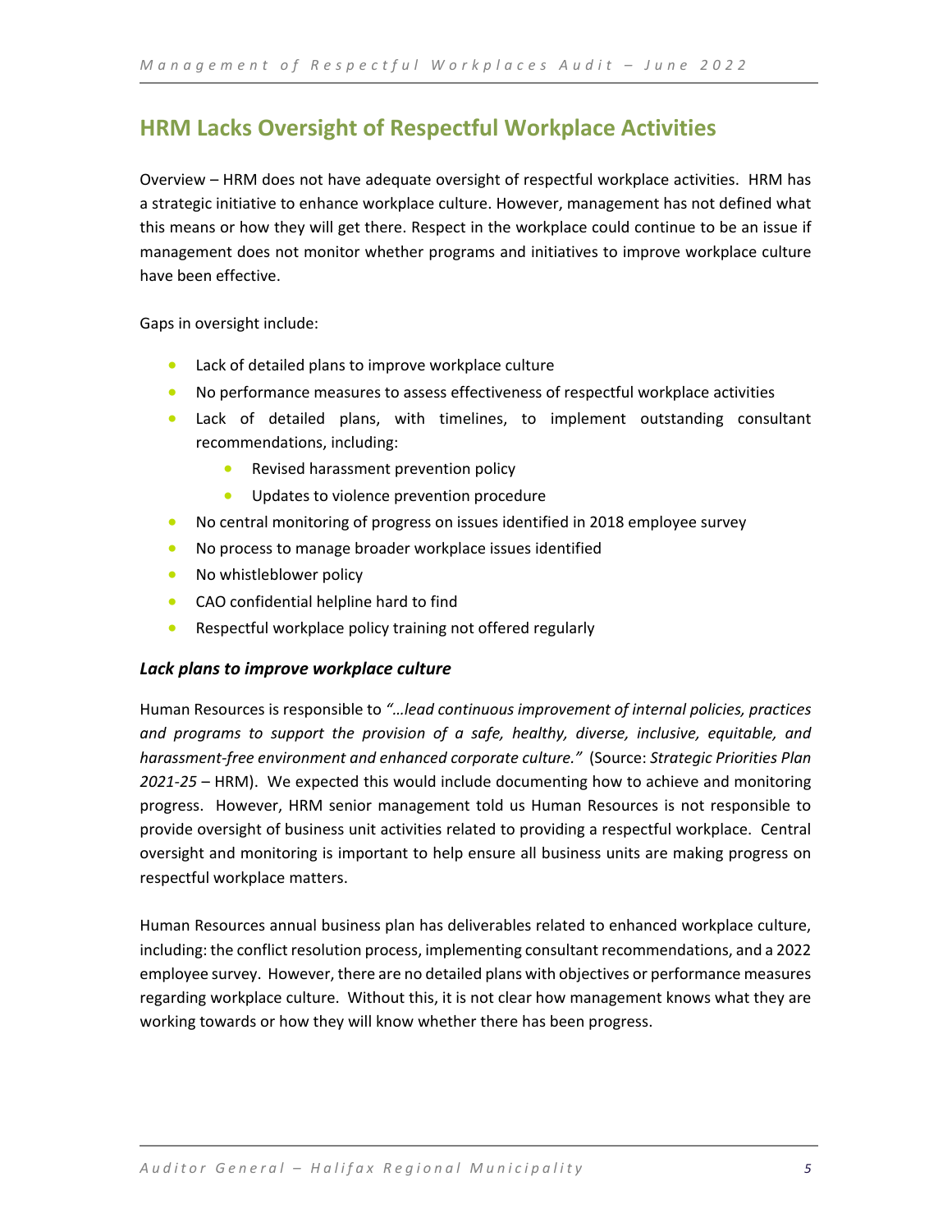## HRM Lacks Oversight of Respectful Workplace Activities

Overview – HRM does not have adequate oversight of respectful workplace activities. HRM has a strategic initiative to enhance workplace culture. However, management has not defined what this means or how they will get there. Respect in the workplace could continue to be an issue if management does not monitor whether programs and initiatives to improve workplace culture have been effective.

Gaps in oversight include:

- Lack of detailed plans to improve workplace culture
- No performance measures to assess effectiveness of respectful workplace activities
- Lack of detailed plans, with timelines, to implement outstanding consultant recommendations, including:
    - Revised harassment prevention policy
    - Updates to violence prevention procedure
- No central monitoring of progress on issues identified in 2018 employee survey
- No process to manage broader workplace issues identified
- No whistleblower policy
- CAO confidential helpline hard to find
- Respectful workplace policy training not offered regularly

### *Lack plans to improve workplace culture*

Human Resources is responsible to *"…lead continuous improvement of internal policies, practices and programs to support the provision of a safe, healthy, diverse, inclusive, equitable, and harassment-free environment and enhanced corporate culture."* (Source: *Strategic Priorities Plan 2021-25* – HRM). We expected this would include documenting how to achieve and monitoring progress. However, HRM senior management told us Human Resources is not responsible to provide oversight of business unit activities related to providing a respectful workplace. Central oversight and monitoring is important to help ensure all business units are making progress on respectful workplace matters.

Human Resources annual business plan has deliverables related to enhanced workplace culture, including: the conflict resolution process, implementing consultant recommendations, and a 2022 employee survey. However, there are no detailed plans with objectives or performance measures regarding workplace culture. Without this, it is not clear how management knows what they are working towards or how they will know whether there has been progress.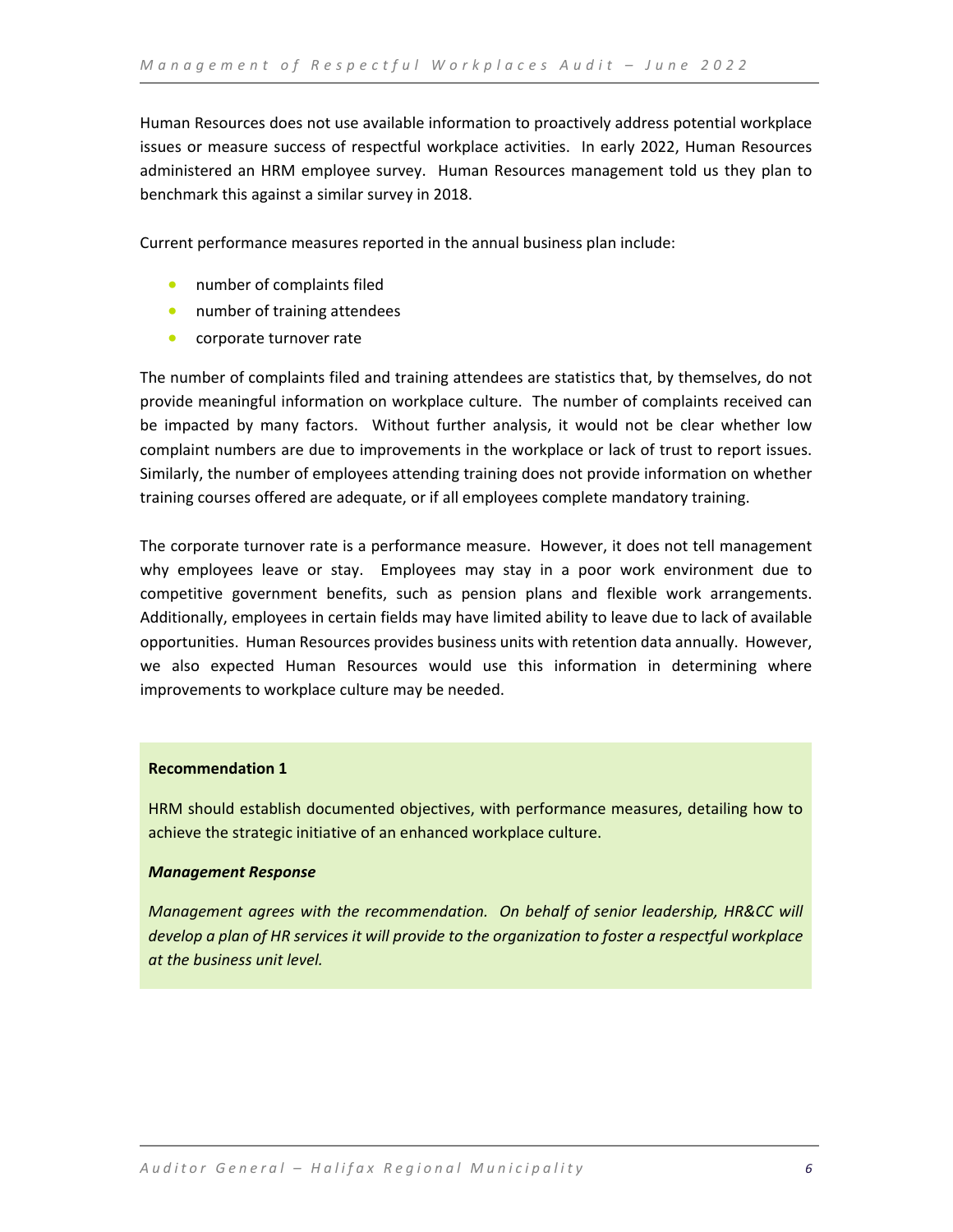Human Resources does not use available information to proactively address potential workplace issues or measure success of respectful workplace activities. In early 2022, Human Resources administered an HRM employee survey. Human Resources management told us they plan to benchmark this against a similar survey in 2018.

Current performance measures reported in the annual business plan include:

- number of complaints filed
- number of training attendees
- corporate turnover rate

The number of complaints filed and training attendees are statistics that, by themselves, do not provide meaningful information on workplace culture. The number of complaints received can be impacted by many factors. Without further analysis, it would not be clear whether low complaint numbers are due to improvements in the workplace or lack of trust to report issues. Similarly, the number of employees attending training does not provide information on whether training courses offered are adequate, or if all employees complete mandatory training.

The corporate turnover rate is a performance measure. However, it does not tell management why employees leave or stay. Employees may stay in a poor work environment due to competitive government benefits, such as pension plans and flexible work arrangements. Additionally, employees in certain fields may have limited ability to leave due to lack of available opportunities. Human Resources provides business units with retention data annually. However, we also expected Human Resources would use this information in determining where improvements to workplace culture may be needed.

**Recommendation 1**

HRM should establish documented objectives, with performance measures, detailing how to achieve the strategic initiative of an enhanced workplace culture.

***Management Response***

*Management agrees with the recommendation. On behalf of senior leadership, HR&CC will develop a plan of HR services it will provide to the organization to foster a respectful workplace at the business unit level.*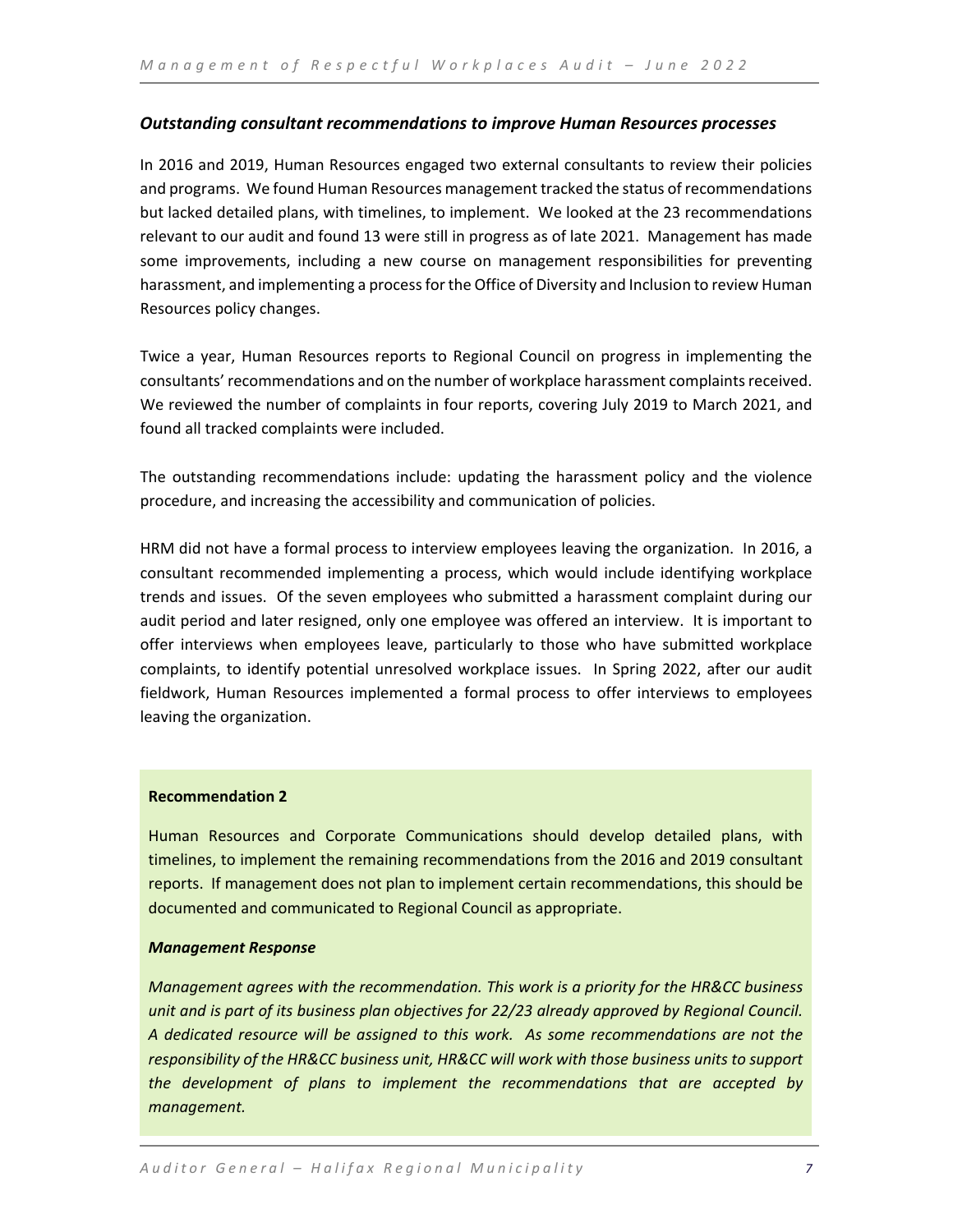### *Outstanding consultant recommendations to improve Human Resources processes*

In 2016 and 2019, Human Resources engaged two external consultants to review their policies and programs. We found Human Resources management tracked the status of recommendations but lacked detailed plans, with timelines, to implement. We looked at the 23 recommendations relevant to our audit and found 13 were still in progress as of late 2021. Management has made some improvements, including a new course on management responsibilities for preventing harassment, and implementing a process for the Office of Diversity and Inclusion to review Human Resources policy changes.

Twice a year, Human Resources reports to Regional Council on progress in implementing the consultants' recommendations and on the number of workplace harassment complaints received. We reviewed the number of complaints in four reports, covering July 2019 to March 2021, and found all tracked complaints were included.

The outstanding recommendations include: updating the harassment policy and the violence procedure, and increasing the accessibility and communication of policies.

HRM did not have a formal process to interview employees leaving the organization. In 2016, a consultant recommended implementing a process, which would include identifying workplace trends and issues. Of the seven employees who submitted a harassment complaint during our audit period and later resigned, only one employee was offered an interview. It is important to offer interviews when employees leave, particularly to those who have submitted workplace complaints, to identify potential unresolved workplace issues. In Spring 2022, after our audit fieldwork, Human Resources implemented a formal process to offer interviews to employees leaving the organization.

**Recommendation 2**

Human Resources and Corporate Communications should develop detailed plans, with timelines, to implement the remaining recommendations from the 2016 and 2019 consultant reports. If management does not plan to implement certain recommendations, this should be documented and communicated to Regional Council as appropriate.

***Management Response***

*Management agrees with the recommendation. This work is a priority for the HR&CC business unit and is part of its business plan objectives for 22/23 already approved by Regional Council. A dedicated resource will be assigned to this work. As some recommendations are not the responsibility of the HR&CC business unit, HR&CC will work with those business units to support the development of plans to implement the recommendations that are accepted by management.*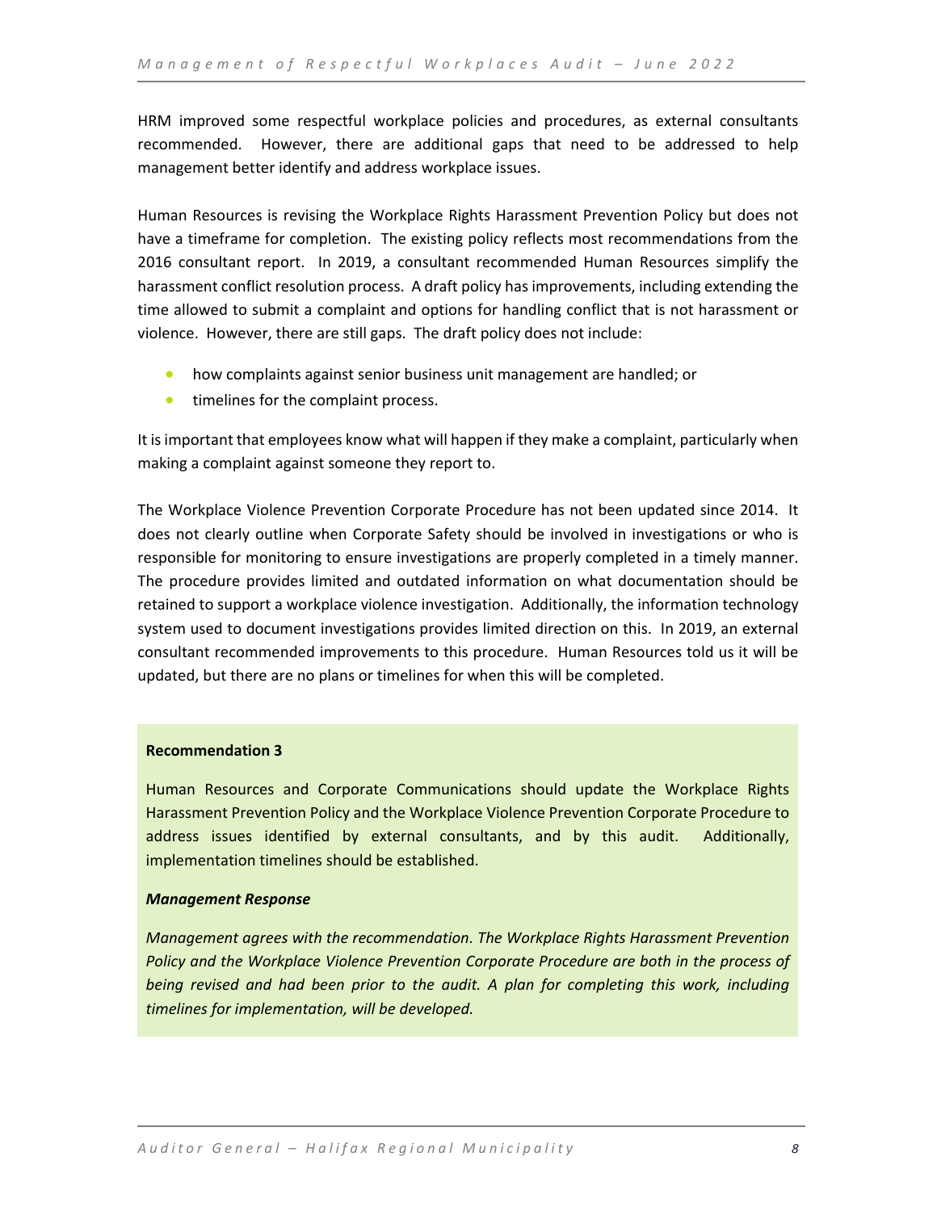HRM improved some respectful workplace policies and procedures, as external consultants recommended. However, there are additional gaps that need to be addressed to help management better identify and address workplace issues.

Human Resources is revising the Workplace Rights Harassment Prevention Policy but does not have a timeframe for completion. The existing policy reflects most recommendations from the 2016 consultant report. In 2019, a consultant recommended Human Resources simplify the harassment conflict resolution process. A draft policy has improvements, including extending the time allowed to submit a complaint and options for handling conflict that is not harassment or violence. However, there are still gaps. The draft policy does not include:

- how complaints against senior business unit management are handled; or
- timelines for the complaint process.

It is important that employees know what will happen if they make a complaint, particularly when making a complaint against someone they report to.

The Workplace Violence Prevention Corporate Procedure has not been updated since 2014. It does not clearly outline when Corporate Safety should be involved in investigations or who is responsible for monitoring to ensure investigations are properly completed in a timely manner. The procedure provides limited and outdated information on what documentation should be retained to support a workplace violence investigation. Additionally, the information technology system used to document investigations provides limited direction on this. In 2019, an external consultant recommended improvements to this procedure. Human Resources told us it will be updated, but there are no plans or timelines for when this will be completed.

**Recommendation 3**

Human Resources and Corporate Communications should update the Workplace Rights Harassment Prevention Policy and the Workplace Violence Prevention Corporate Procedure to address issues identified by external consultants, and by this audit. Additionally, implementation timelines should be established.

***Management Response***

*Management agrees with the recommendation. The Workplace Rights Harassment Prevention Policy and the Workplace Violence Prevention Corporate Procedure are both in the process of being revised and had been prior to the audit. A plan for completing this work, including timelines for implementation, will be developed.*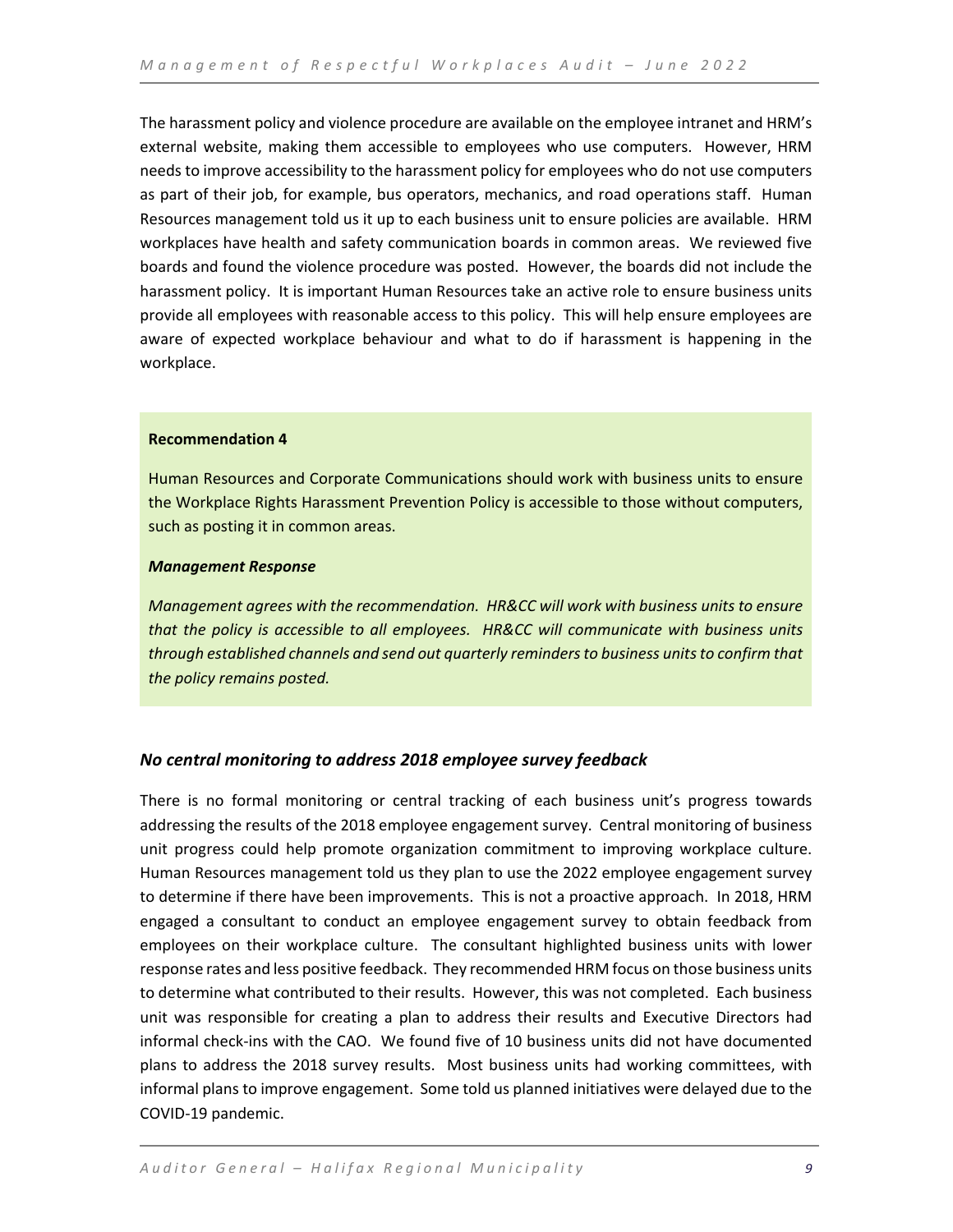The harassment policy and violence procedure are available on the employee intranet and HRM's external website, making them accessible to employees who use computers. However, HRM needs to improve accessibility to the harassment policy for employees who do not use computers as part of their job, for example, bus operators, mechanics, and road operations staff. Human Resources management told us it up to each business unit to ensure policies are available. HRM workplaces have health and safety communication boards in common areas. We reviewed five boards and found the violence procedure was posted. However, the boards did not include the harassment policy. It is important Human Resources take an active role to ensure business units provide all employees with reasonable access to this policy. This will help ensure employees are aware of expected workplace behaviour and what to do if harassment is happening in the workplace.

**Recommendation 4**

Human Resources and Corporate Communications should work with business units to ensure the Workplace Rights Harassment Prevention Policy is accessible to those without computers, such as posting it in common areas.

***Management Response***

*Management agrees with the recommendation. HR&CC will work with business units to ensure that the policy is accessible to all employees. HR&CC will communicate with business units through established channels and send out quarterly reminders to business units to confirm that the policy remains posted.*

### *No central monitoring to address 2018 employee survey feedback*

There is no formal monitoring or central tracking of each business unit's progress towards addressing the results of the 2018 employee engagement survey. Central monitoring of business unit progress could help promote organization commitment to improving workplace culture. Human Resources management told us they plan to use the 2022 employee engagement survey to determine if there have been improvements. This is not a proactive approach. In 2018, HRM engaged a consultant to conduct an employee engagement survey to obtain feedback from employees on their workplace culture. The consultant highlighted business units with lower response rates and less positive feedback. They recommended HRM focus on those business units to determine what contributed to their results. However, this was not completed. Each business unit was responsible for creating a plan to address their results and Executive Directors had informal check-ins with the CAO. We found five of 10 business units did not have documented plans to address the 2018 survey results. Most business units had working committees, with informal plans to improve engagement. Some told us planned initiatives were delayed due to the COVID-19 pandemic.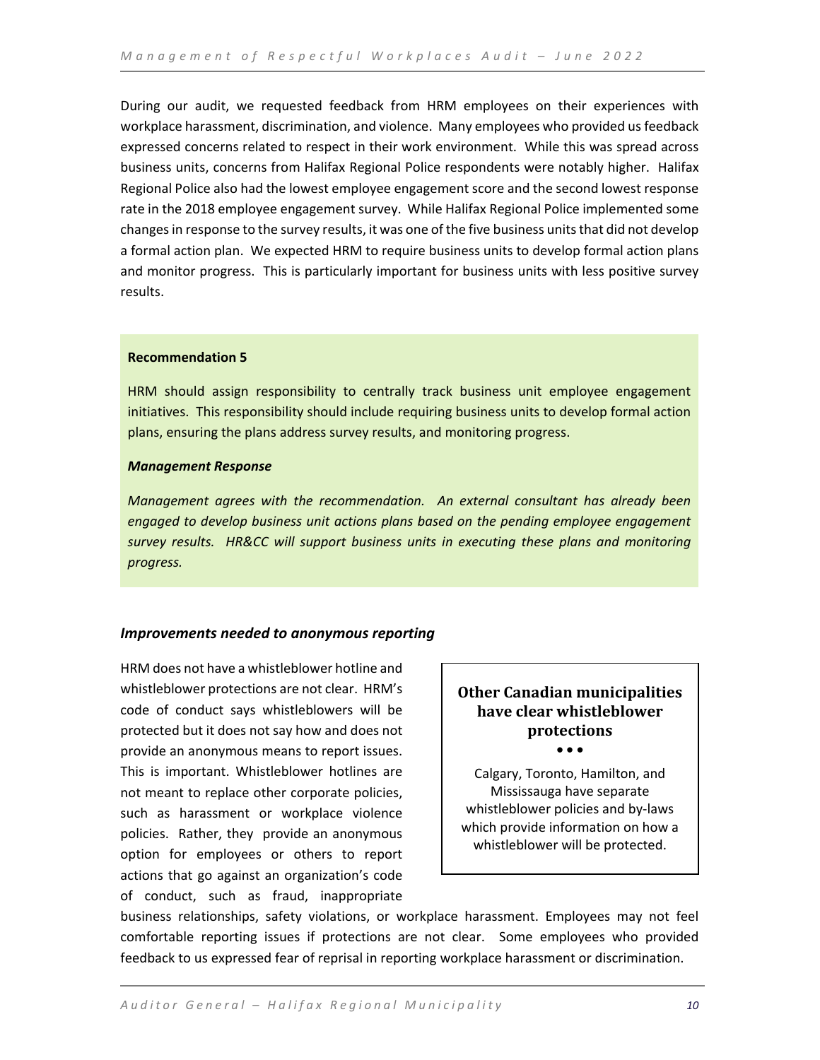During our audit, we requested feedback from HRM employees on their experiences with workplace harassment, discrimination, and violence. Many employees who provided us feedback expressed concerns related to respect in their work environment. While this was spread across business units, concerns from Halifax Regional Police respondents were notably higher. Halifax Regional Police also had the lowest employee engagement score and the second lowest response rate in the 2018 employee engagement survey. While Halifax Regional Police implemented some changes in response to the survey results, it was one of the five business units that did not develop a formal action plan. We expected HRM to require business units to develop formal action plans and monitor progress. This is particularly important for business units with less positive survey results.

**Recommendation 5**

HRM should assign responsibility to centrally track business unit employee engagement initiatives. This responsibility should include requiring business units to develop formal action plans, ensuring the plans address survey results, and monitoring progress.

***Management Response***

*Management agrees with the recommendation. An external consultant has already been engaged to develop business unit actions plans based on the pending employee engagement survey results. HR&CC will support business units in executing these plans and monitoring progress.*

### *Improvements needed to anonymous reporting*

HRM does not have a whistleblower hotline and whistleblower protections are not clear. HRM's code of conduct says whistleblowers will be protected but it does not say how and does not provide an anonymous means to report issues. This is important. Whistleblower hotlines are not meant to replace other corporate policies, such as harassment or workplace violence policies. Rather, they provide an anonymous option for employees or others to report actions that go against an organization's code of conduct, such as fraud, inappropriate business relationships, safety violations, or workplace harassment. Employees may not feel comfortable reporting issues if protections are not clear. Some employees who provided feedback to us expressed fear of reprisal in reporting workplace harassment or discrimination.

**Other Canadian municipalities have clear whistleblower protections**

• • •

Calgary, Toronto, Hamilton, and Mississauga have separate whistleblower policies and by-laws which provide information on how a whistleblower will be protected.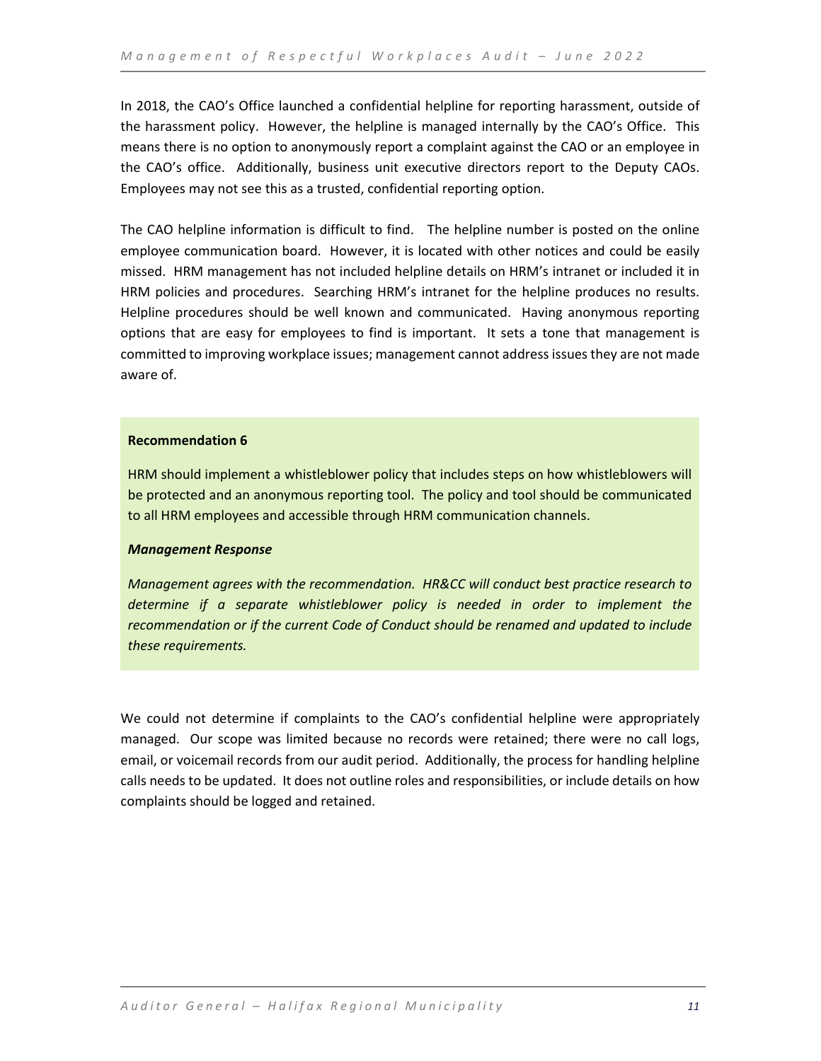In 2018, the CAO's Office launched a confidential helpline for reporting harassment, outside of the harassment policy. However, the helpline is managed internally by the CAO's Office. This means there is no option to anonymously report a complaint against the CAO or an employee in the CAO's office. Additionally, business unit executive directors report to the Deputy CAOs. Employees may not see this as a trusted, confidential reporting option.

The CAO helpline information is difficult to find. The helpline number is posted on the online employee communication board. However, it is located with other notices and could be easily missed. HRM management has not included helpline details on HRM's intranet or included it in HRM policies and procedures. Searching HRM's intranet for the helpline produces no results. Helpline procedures should be well known and communicated. Having anonymous reporting options that are easy for employees to find is important. It sets a tone that management is committed to improving workplace issues; management cannot address issues they are not made aware of.

**Recommendation 6**

HRM should implement a whistleblower policy that includes steps on how whistleblowers will be protected and an anonymous reporting tool. The policy and tool should be communicated to all HRM employees and accessible through HRM communication channels.

***Management Response***

*Management agrees with the recommendation. HR&CC will conduct best practice research to determine if a separate whistleblower policy is needed in order to implement the recommendation or if the current Code of Conduct should be renamed and updated to include these requirements.*

We could not determine if complaints to the CAO's confidential helpline were appropriately managed. Our scope was limited because no records were retained; there were no call logs, email, or voicemail records from our audit period. Additionally, the process for handling helpline calls needs to be updated. It does not outline roles and responsibilities, or include details on how complaints should be logged and retained.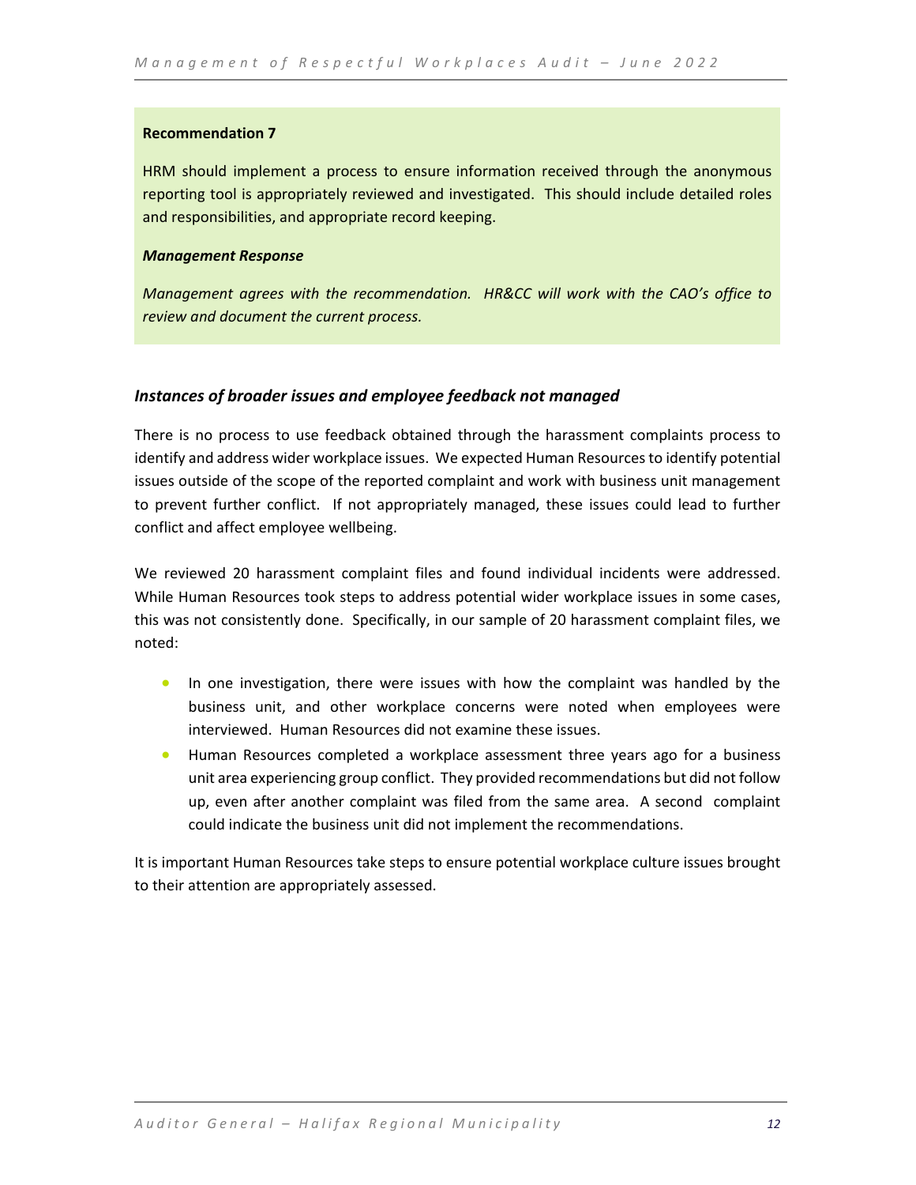**Recommendation 7**

HRM should implement a process to ensure information received through the anonymous reporting tool is appropriately reviewed and investigated. This should include detailed roles and responsibilities, and appropriate record keeping.

***Management Response***

*Management agrees with the recommendation. HR&CC will work with the CAO's office to review and document the current process.*

### *Instances of broader issues and employee feedback not managed*

There is no process to use feedback obtained through the harassment complaints process to identify and address wider workplace issues. We expected Human Resources to identify potential issues outside of the scope of the reported complaint and work with business unit management to prevent further conflict. If not appropriately managed, these issues could lead to further conflict and affect employee wellbeing.

We reviewed 20 harassment complaint files and found individual incidents were addressed. While Human Resources took steps to address potential wider workplace issues in some cases, this was not consistently done. Specifically, in our sample of 20 harassment complaint files, we noted:

- In one investigation, there were issues with how the complaint was handled by the business unit, and other workplace concerns were noted when employees were interviewed. Human Resources did not examine these issues.
- Human Resources completed a workplace assessment three years ago for a business unit area experiencing group conflict. They provided recommendations but did not follow up, even after another complaint was filed from the same area. A second complaint could indicate the business unit did not implement the recommendations.

It is important Human Resources take steps to ensure potential workplace culture issues brought to their attention are appropriately assessed.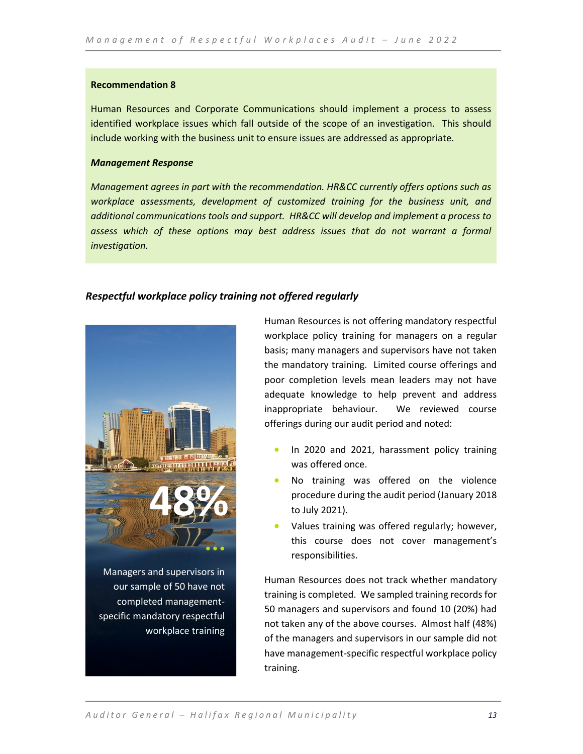**Recommendation 8**

Human Resources and Corporate Communications should implement a process to assess identified workplace issues which fall outside of the scope of an investigation. This should include working with the business unit to ensure issues are addressed as appropriate.

***Management Response***

*Management agrees in part with the recommendation. HR&CC currently offers options such as workplace assessments, development of customized training for the business unit, and additional communications tools and support. HR&CC will develop and implement a process to assess which of these options may best address issues that do not warrant a formal investigation.*

### *Respectful workplace policy training not offered regularly*

**48%**

Managers and supervisors in our sample of 50 have not completed management-specific mandatory respectful workplace training

Human Resources is not offering mandatory respectful workplace policy training for managers on a regular basis; many managers and supervisors have not taken the mandatory training. Limited course offerings and poor completion levels mean leaders may not have adequate knowledge to help prevent and address inappropriate behaviour. We reviewed course offerings during our audit period and noted:

- In 2020 and 2021, harassment policy training was offered once.
- No training was offered on the violence procedure during the audit period (January 2018 to July 2021).
- Values training was offered regularly; however, this course does not cover management's responsibilities.

Human Resources does not track whether mandatory training is completed. We sampled training records for 50 managers and supervisors and found 10 (20%) had not taken any of the above courses. Almost half (48%) of the managers and supervisors in our sample did not have management-specific respectful workplace policy training.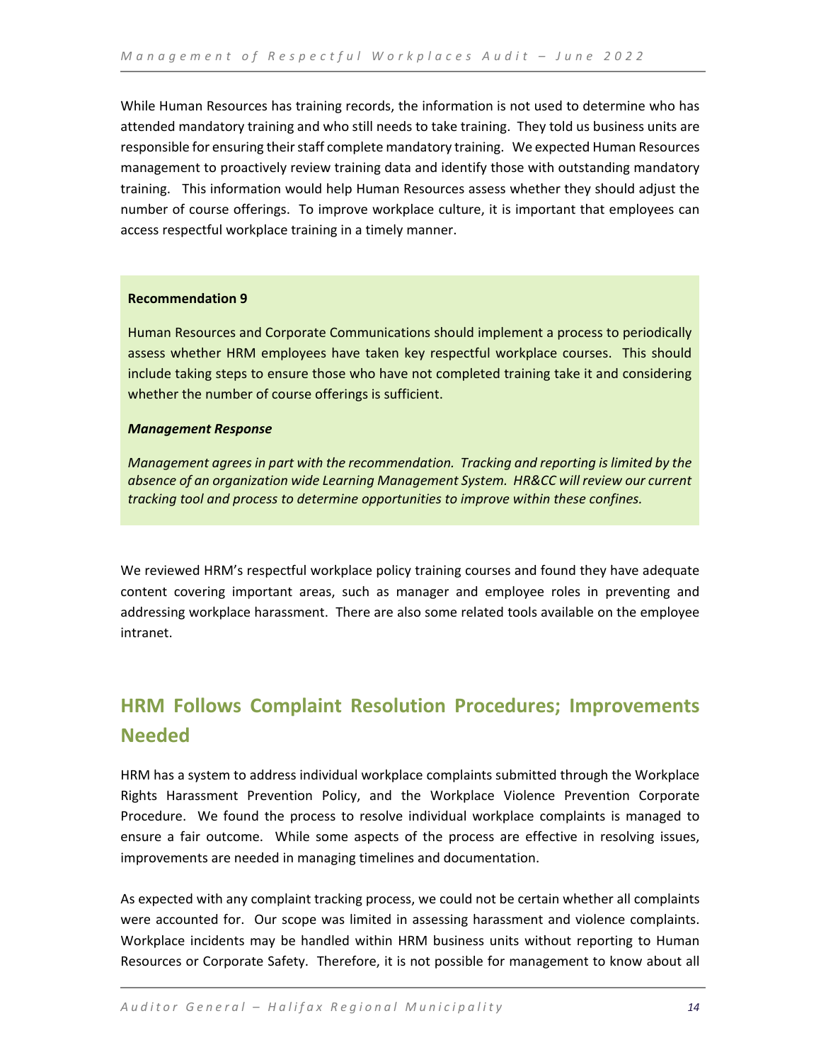While Human Resources has training records, the information is not used to determine who has attended mandatory training and who still needs to take training. They told us business units are responsible for ensuring their staff complete mandatory training. We expected Human Resources management to proactively review training data and identify those with outstanding mandatory training. This information would help Human Resources assess whether they should adjust the number of course offerings. To improve workplace culture, it is important that employees can access respectful workplace training in a timely manner.

**Recommendation 9**

Human Resources and Corporate Communications should implement a process to periodically assess whether HRM employees have taken key respectful workplace courses. This should include taking steps to ensure those who have not completed training take it and considering whether the number of course offerings is sufficient.

***Management Response***

*Management agrees in part with the recommendation. Tracking and reporting is limited by the absence of an organization wide Learning Management System. HR&CC will review our current tracking tool and process to determine opportunities to improve within these confines.*

We reviewed HRM's respectful workplace policy training courses and found they have adequate content covering important areas, such as manager and employee roles in preventing and addressing workplace harassment. There are also some related tools available on the employee intranet.

## HRM Follows Complaint Resolution Procedures; Improvements Needed

HRM has a system to address individual workplace complaints submitted through the Workplace Rights Harassment Prevention Policy, and the Workplace Violence Prevention Corporate Procedure. We found the process to resolve individual workplace complaints is managed to ensure a fair outcome. While some aspects of the process are effective in resolving issues, improvements are needed in managing timelines and documentation.

As expected with any complaint tracking process, we could not be certain whether all complaints were accounted for. Our scope was limited in assessing harassment and violence complaints. Workplace incidents may be handled within HRM business units without reporting to Human Resources or Corporate Safety. Therefore, it is not possible for management to know about all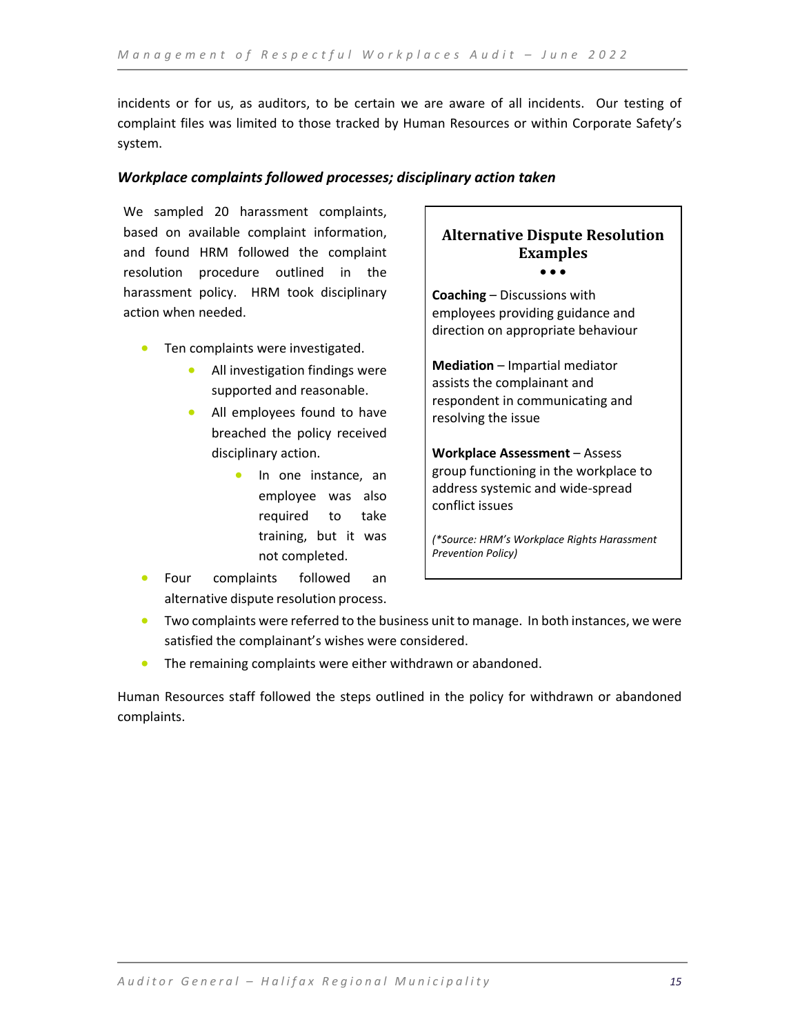incidents or for us, as auditors, to be certain we are aware of all incidents. Our testing of complaint files was limited to those tracked by Human Resources or within Corporate Safety's system.

### *Workplace complaints followed processes; disciplinary action taken*

We sampled 20 harassment complaints, based on available complaint information, and found HRM followed the complaint resolution procedure outlined in the harassment policy. HRM took disciplinary action when needed.

- Ten complaints were investigated.
    - All investigation findings were supported and reasonable.
    - All employees found to have breached the policy received disciplinary action.
        - In one instance, an employee was also required to take training, but it was not completed.
- Four complaints followed an alternative dispute resolution process.
- Two complaints were referred to the business unit to manage. In both instances, we were satisfied the complainant's wishes were considered.
- The remaining complaints were either withdrawn or abandoned.

Human Resources staff followed the steps outlined in the policy for withdrawn or abandoned complaints.

> **Alternative Dispute Resolution Examples**
>
> **Coaching** – Discussions with employees providing guidance and direction on appropriate behaviour
>
> **Mediation** – Impartial mediator assists the complainant and respondent in communicating and resolving the issue
>
> **Workplace Assessment** – Assess group functioning in the workplace to address systemic and wide-spread conflict issues
>
> *(\*Source: HRM's Workplace Rights Harassment Prevention Policy)*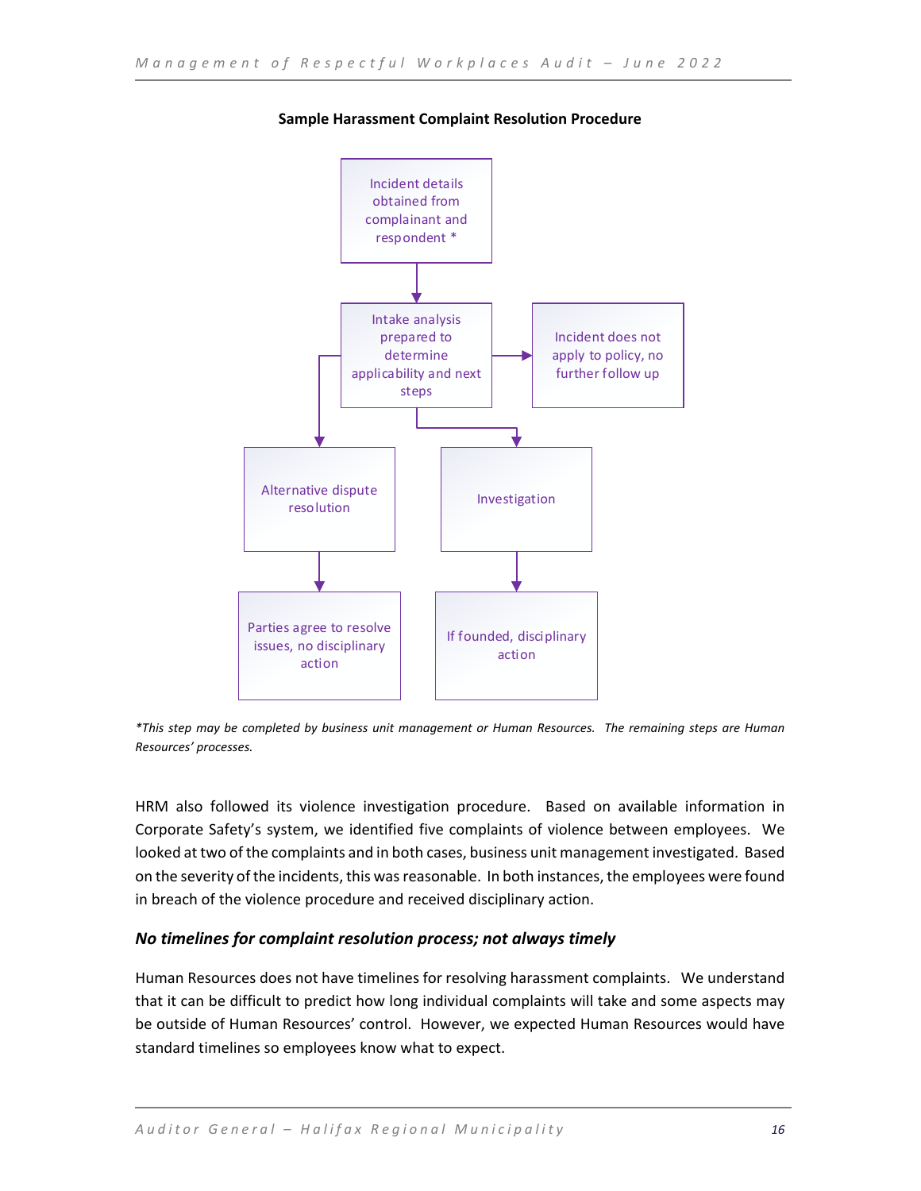**Sample Harassment Complaint Resolution Procedure**

Incident details obtained from complainant and respondent *

Intake analysis prepared to determine applicability and next steps

Incident does not apply to policy, no further follow up

Alternative dispute resolution

Investigation

Parties agree to resolve issues, no disciplinary action

If founded, disciplinary action

*\*This step may be completed by business unit management or Human Resources. The remaining steps are Human Resources' processes.*

HRM also followed its violence investigation procedure. Based on available information in Corporate Safety's system, we identified five complaints of violence between employees. We looked at two of the complaints and in both cases, business unit management investigated. Based on the severity of the incidents, this was reasonable. In both instances, the employees were found in breach of the violence procedure and received disciplinary action.

### *No timelines for complaint resolution process; not always timely*

Human Resources does not have timelines for resolving harassment complaints. We understand that it can be difficult to predict how long individual complaints will take and some aspects may be outside of Human Resources' control. However, we expected Human Resources would have standard timelines so employees know what to expect.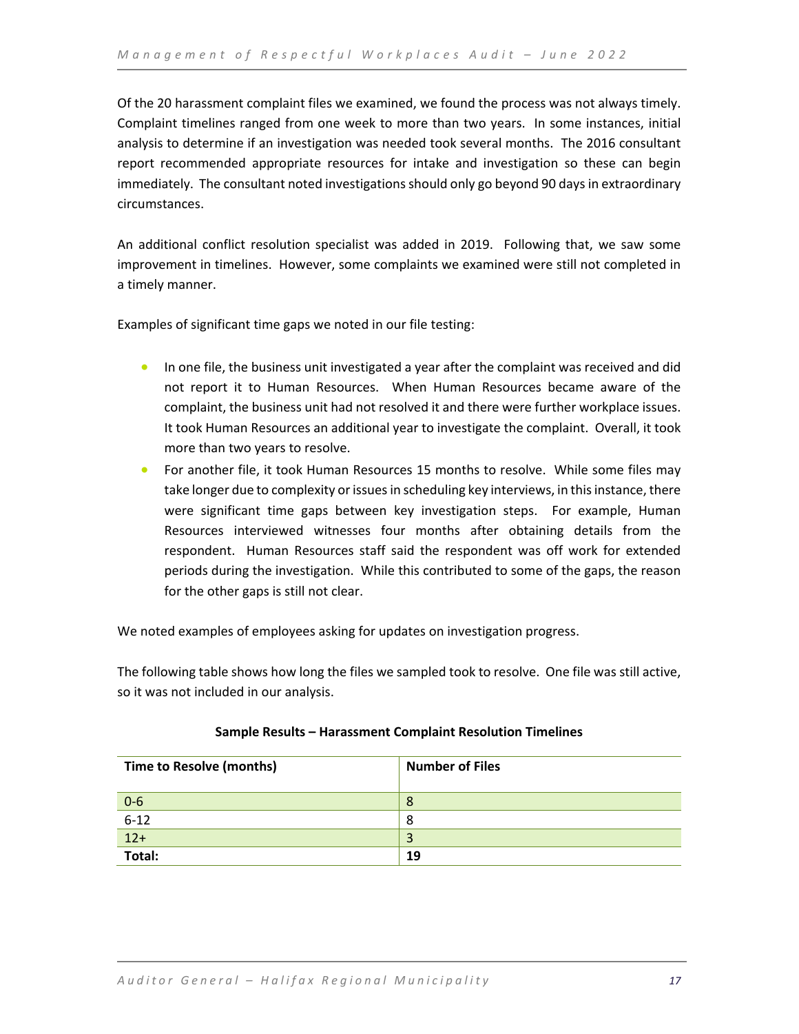Of the 20 harassment complaint files we examined, we found the process was not always timely. Complaint timelines ranged from one week to more than two years. In some instances, initial analysis to determine if an investigation was needed took several months. The 2016 consultant report recommended appropriate resources for intake and investigation so these can begin immediately. The consultant noted investigations should only go beyond 90 days in extraordinary circumstances.

An additional conflict resolution specialist was added in 2019. Following that, we saw some improvement in timelines. However, some complaints we examined were still not completed in a timely manner.

Examples of significant time gaps we noted in our file testing:

- In one file, the business unit investigated a year after the complaint was received and did not report it to Human Resources. When Human Resources became aware of the complaint, the business unit had not resolved it and there were further workplace issues. It took Human Resources an additional year to investigate the complaint. Overall, it took more than two years to resolve.
- For another file, it took Human Resources 15 months to resolve. While some files may take longer due to complexity or issues in scheduling key interviews, in this instance, there were significant time gaps between key investigation steps. For example, Human Resources interviewed witnesses four months after obtaining details from the respondent. Human Resources staff said the respondent was off work for extended periods during the investigation. While this contributed to some of the gaps, the reason for the other gaps is still not clear.

We noted examples of employees asking for updates on investigation progress.

The following table shows how long the files we sampled took to resolve. One file was still active, so it was not included in our analysis.

**Sample Results – Harassment Complaint Resolution Timelines**

| Time to Resolve (months) | Number of Files |
|---|---|
| 0-6 | 8 |
| 6-12 | 8 |
| 12+ | 3 |
| **Total:** | **19** |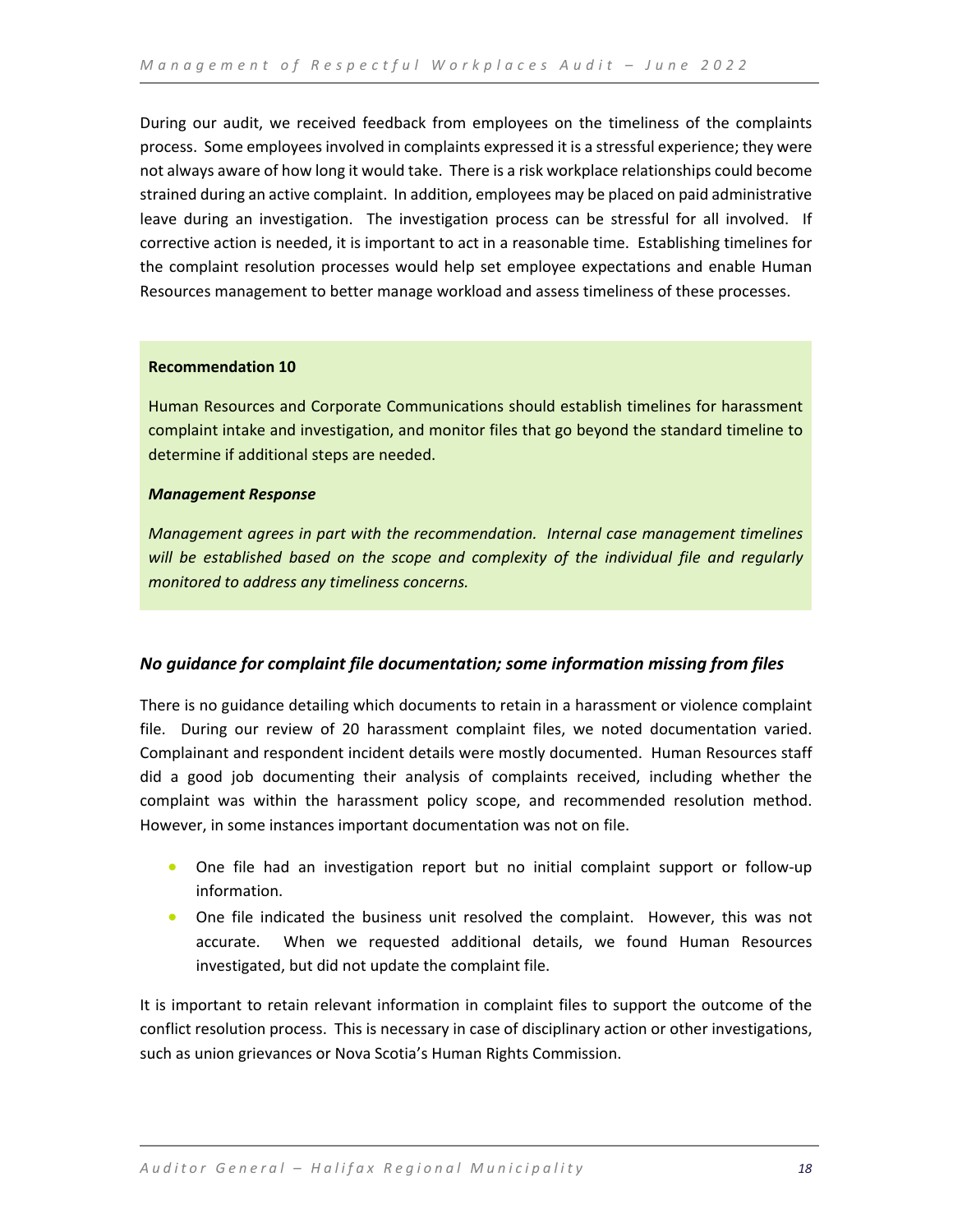During our audit, we received feedback from employees on the timeliness of the complaints process. Some employees involved in complaints expressed it is a stressful experience; they were not always aware of how long it would take. There is a risk workplace relationships could become strained during an active complaint. In addition, employees may be placed on paid administrative leave during an investigation. The investigation process can be stressful for all involved. If corrective action is needed, it is important to act in a reasonable time. Establishing timelines for the complaint resolution processes would help set employee expectations and enable Human Resources management to better manage workload and assess timeliness of these processes.

**Recommendation 10**

Human Resources and Corporate Communications should establish timelines for harassment complaint intake and investigation, and monitor files that go beyond the standard timeline to determine if additional steps are needed.

***Management Response***

*Management agrees in part with the recommendation. Internal case management timelines will be established based on the scope and complexity of the individual file and regularly monitored to address any timeliness concerns.*

### *No guidance for complaint file documentation; some information missing from files*

There is no guidance detailing which documents to retain in a harassment or violence complaint file. During our review of 20 harassment complaint files, we noted documentation varied. Complainant and respondent incident details were mostly documented. Human Resources staff did a good job documenting their analysis of complaints received, including whether the complaint was within the harassment policy scope, and recommended resolution method. However, in some instances important documentation was not on file.

- One file had an investigation report but no initial complaint support or follow-up information.
- One file indicated the business unit resolved the complaint. However, this was not accurate. When we requested additional details, we found Human Resources investigated, but did not update the complaint file.

It is important to retain relevant information in complaint files to support the outcome of the conflict resolution process. This is necessary in case of disciplinary action or other investigations, such as union grievances or Nova Scotia's Human Rights Commission.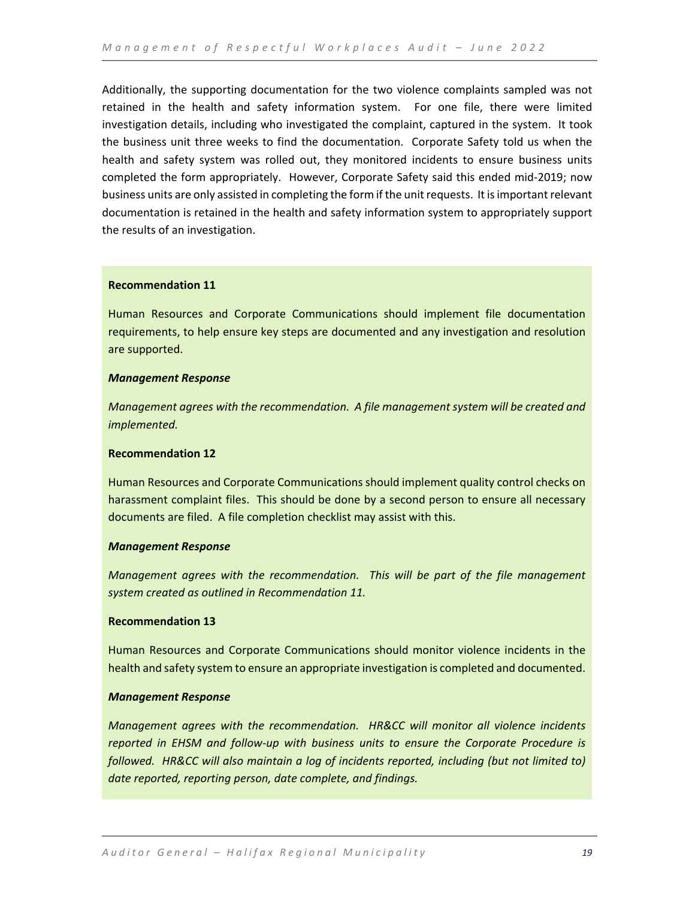Additionally, the supporting documentation for the two violence complaints sampled was not retained in the health and safety information system. For one file, there were limited investigation details, including who investigated the complaint, captured in the system. It took the business unit three weeks to find the documentation. Corporate Safety told us when the health and safety system was rolled out, they monitored incidents to ensure business units completed the form appropriately. However, Corporate Safety said this ended mid-2019; now business units are only assisted in completing the form if the unit requests. It is important relevant documentation is retained in the health and safety information system to appropriately support the results of an investigation.

**Recommendation 11**

Human Resources and Corporate Communications should implement file documentation requirements, to help ensure key steps are documented and any investigation and resolution are supported.

***Management Response***

*Management agrees with the recommendation. A file management system will be created and implemented.*

**Recommendation 12**

Human Resources and Corporate Communications should implement quality control checks on harassment complaint files. This should be done by a second person to ensure all necessary documents are filed. A file completion checklist may assist with this.

***Management Response***

*Management agrees with the recommendation. This will be part of the file management system created as outlined in Recommendation 11.*

**Recommendation 13**

Human Resources and Corporate Communications should monitor violence incidents in the health and safety system to ensure an appropriate investigation is completed and documented.

***Management Response***

*Management agrees with the recommendation. HR&CC will monitor all violence incidents reported in EHSM and follow-up with business units to ensure the Corporate Procedure is followed. HR&CC will also maintain a log of incidents reported, including (but not limited to) date reported, reporting person, date complete, and findings.*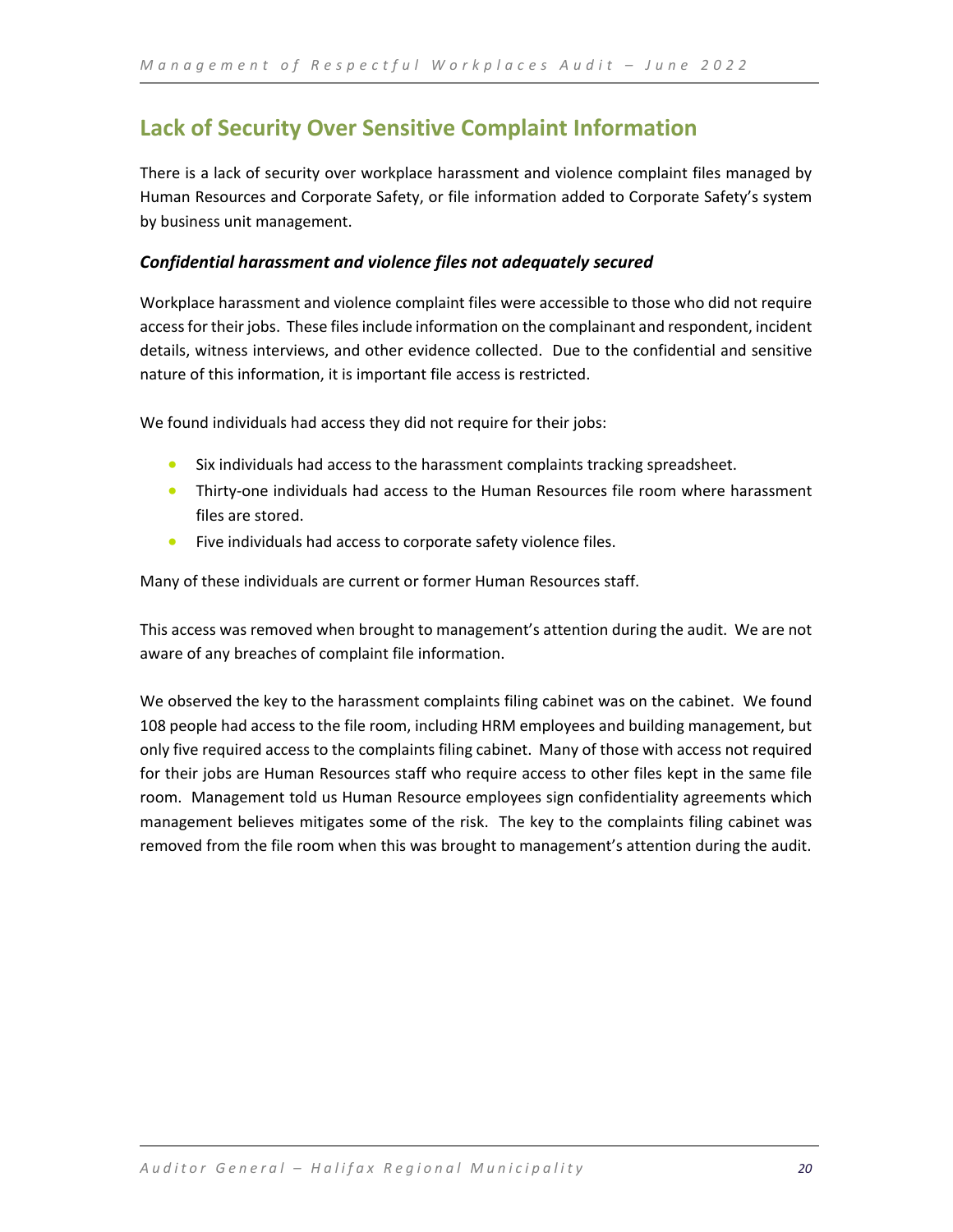## Lack of Security Over Sensitive Complaint Information

There is a lack of security over workplace harassment and violence complaint files managed by Human Resources and Corporate Safety, or file information added to Corporate Safety's system by business unit management.

### *Confidential harassment and violence files not adequately secured*

Workplace harassment and violence complaint files were accessible to those who did not require access for their jobs. These files include information on the complainant and respondent, incident details, witness interviews, and other evidence collected. Due to the confidential and sensitive nature of this information, it is important file access is restricted.

We found individuals had access they did not require for their jobs:

- Six individuals had access to the harassment complaints tracking spreadsheet.
- Thirty-one individuals had access to the Human Resources file room where harassment files are stored.
- Five individuals had access to corporate safety violence files.

Many of these individuals are current or former Human Resources staff.

This access was removed when brought to management's attention during the audit. We are not aware of any breaches of complaint file information.

We observed the key to the harassment complaints filing cabinet was on the cabinet. We found 108 people had access to the file room, including HRM employees and building management, but only five required access to the complaints filing cabinet. Many of those with access not required for their jobs are Human Resources staff who require access to other files kept in the same file room. Management told us Human Resource employees sign confidentiality agreements which management believes mitigates some of the risk. The key to the complaints filing cabinet was removed from the file room when this was brought to management's attention during the audit.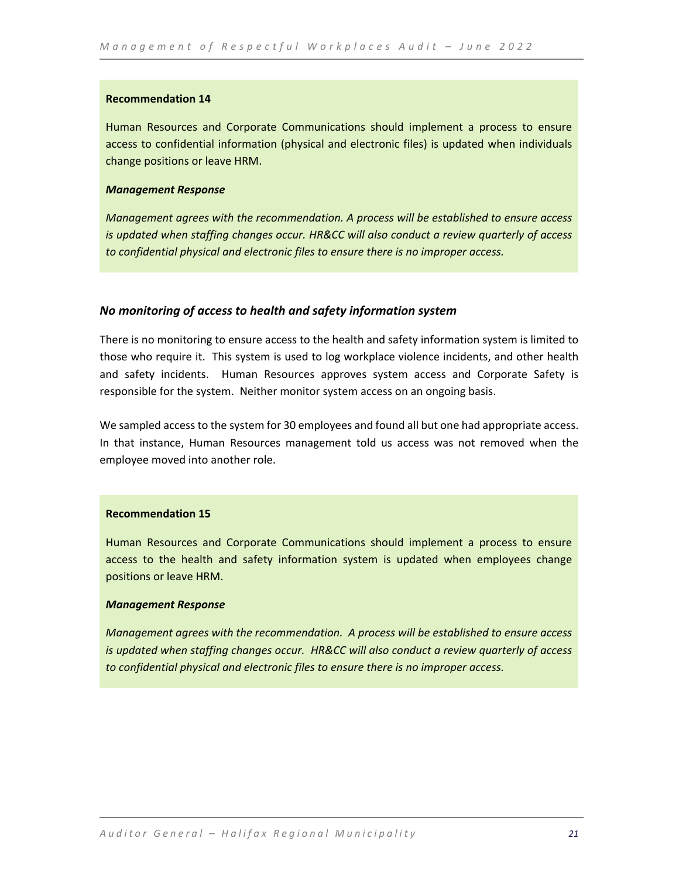**Recommendation 14**

Human Resources and Corporate Communications should implement a process to ensure access to confidential information (physical and electronic files) is updated when individuals change positions or leave HRM.

***Management Response***

*Management agrees with the recommendation. A process will be established to ensure access is updated when staffing changes occur. HR&CC will also conduct a review quarterly of access to confidential physical and electronic files to ensure there is no improper access.*

### *No monitoring of access to health and safety information system*

There is no monitoring to ensure access to the health and safety information system is limited to those who require it. This system is used to log workplace violence incidents, and other health and safety incidents. Human Resources approves system access and Corporate Safety is responsible for the system. Neither monitor system access on an ongoing basis.

We sampled access to the system for 30 employees and found all but one had appropriate access. In that instance, Human Resources management told us access was not removed when the employee moved into another role.

**Recommendation 15**

Human Resources and Corporate Communications should implement a process to ensure access to the health and safety information system is updated when employees change positions or leave HRM.

***Management Response***

*Management agrees with the recommendation. A process will be established to ensure access is updated when staffing changes occur. HR&CC will also conduct a review quarterly of access to confidential physical and electronic files to ensure there is no improper access.*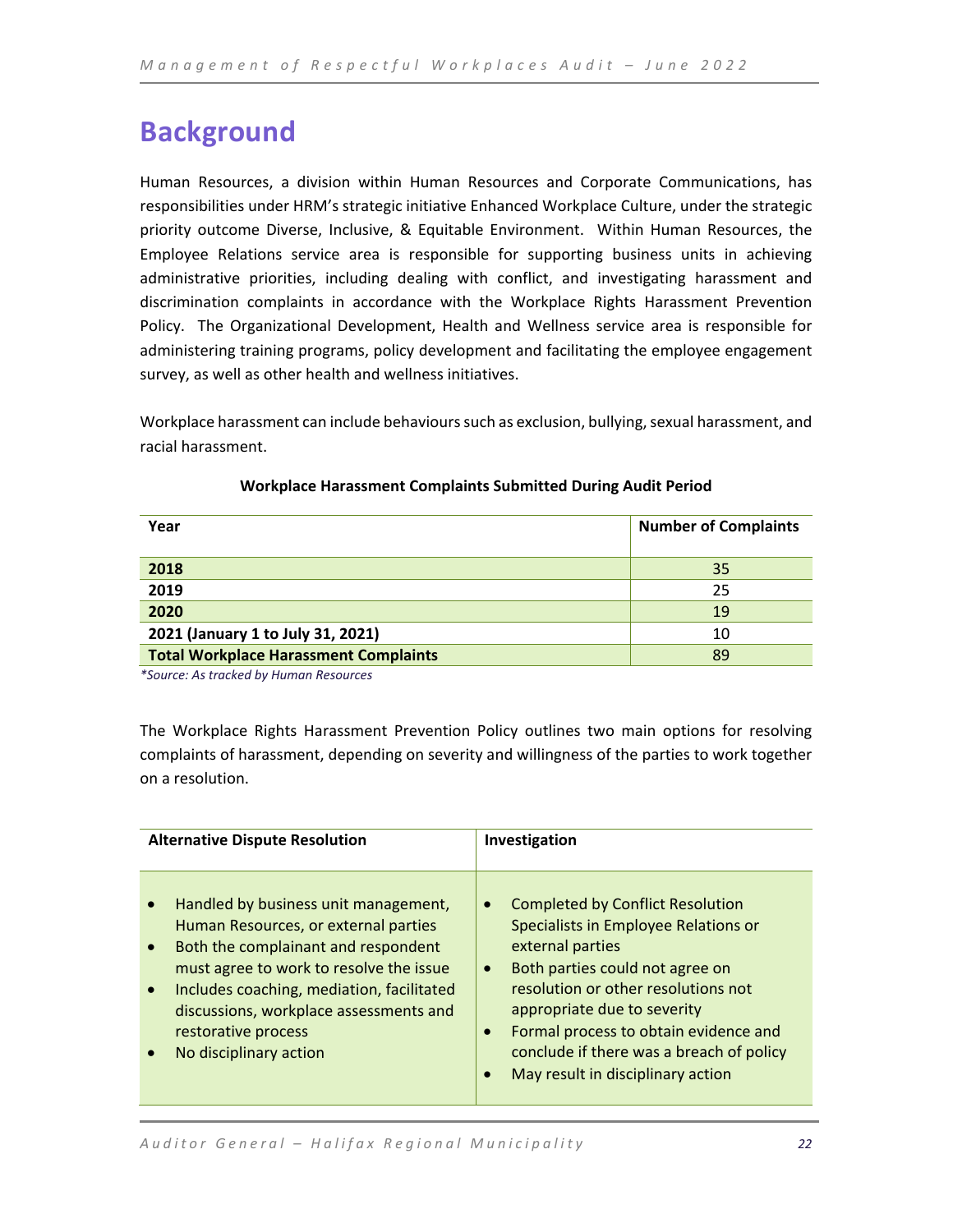# Background

Human Resources, a division within Human Resources and Corporate Communications, has responsibilities under HRM's strategic initiative Enhanced Workplace Culture, under the strategic priority outcome Diverse, Inclusive, & Equitable Environment. Within Human Resources, the Employee Relations service area is responsible for supporting business units in achieving administrative priorities, including dealing with conflict, and investigating harassment and discrimination complaints in accordance with the Workplace Rights Harassment Prevention Policy. The Organizational Development, Health and Wellness service area is responsible for administering training programs, policy development and facilitating the employee engagement survey, as well as other health and wellness initiatives.

Workplace harassment can include behaviours such as exclusion, bullying, sexual harassment, and racial harassment.

**Workplace Harassment Complaints Submitted During Audit Period**

| Year | Number of Complaints |
|---|---|
| **2018** | 35 |
| **2019** | 25 |
| **2020** | 19 |
| **2021 (January 1 to July 31, 2021)** | 10 |
| **Total Workplace Harassment Complaints** | 89 |

*\*Source: As tracked by Human Resources*

The Workplace Rights Harassment Prevention Policy outlines two main options for resolving complaints of harassment, depending on severity and willingness of the parties to work together on a resolution.

| Alternative Dispute Resolution | Investigation |
|---|---|
| • Handled by business unit management, Human Resources, or external parties<br>• Both the complainant and respondent must agree to work to resolve the issue<br>• Includes coaching, mediation, facilitated discussions, workplace assessments and restorative process<br>• No disciplinary action | • Completed by Conflict Resolution Specialists in Employee Relations or external parties<br>• Both parties could not agree on resolution or other resolutions not appropriate due to severity<br>• Formal process to obtain evidence and conclude if there was a breach of policy<br>• May result in disciplinary action |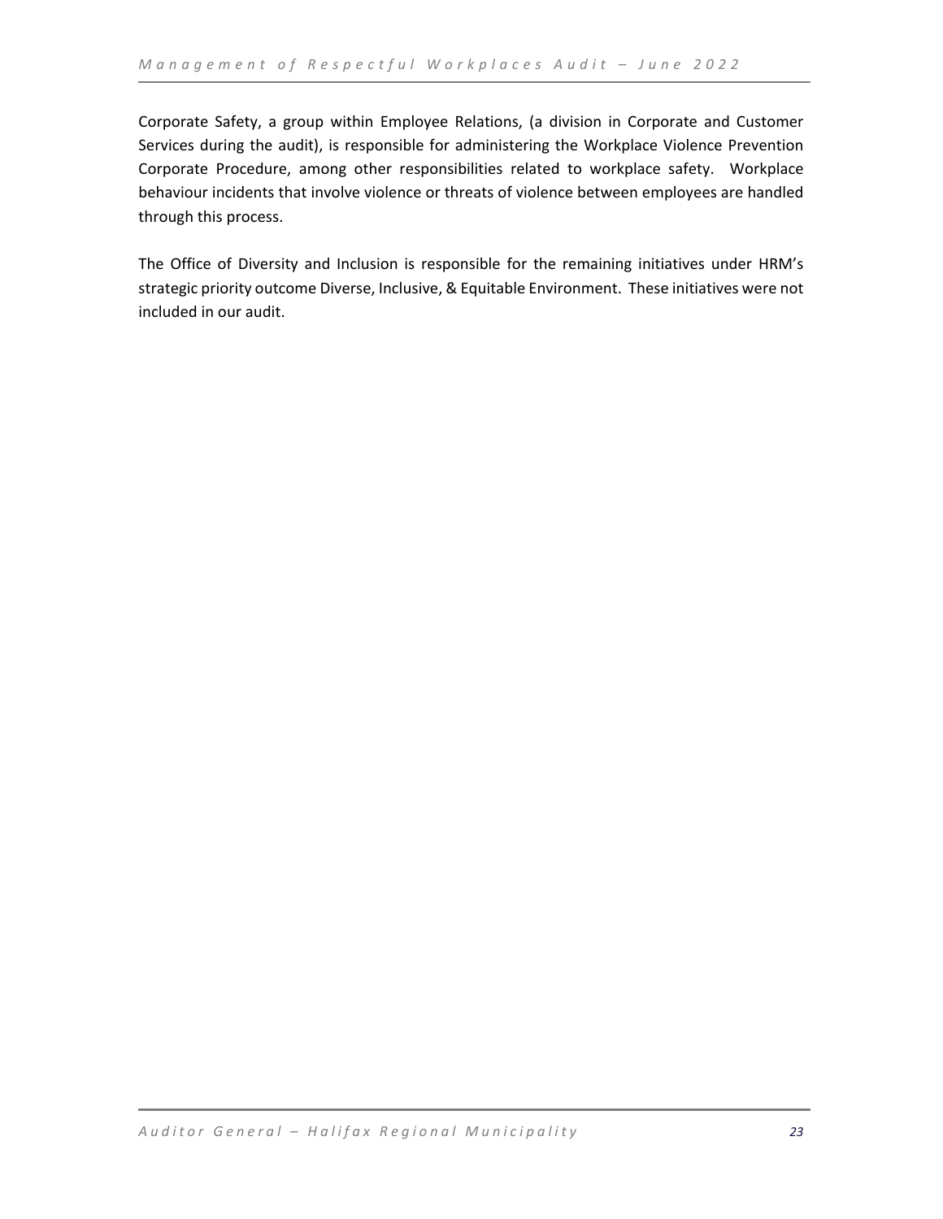Corporate Safety, a group within Employee Relations, (a division in Corporate and Customer Services during the audit), is responsible for administering the Workplace Violence Prevention Corporate Procedure, among other responsibilities related to workplace safety. Workplace behaviour incidents that involve violence or threats of violence between employees are handled through this process.

The Office of Diversity and Inclusion is responsible for the remaining initiatives under HRM's strategic priority outcome Diverse, Inclusive, & Equitable Environment. These initiatives were not included in our audit.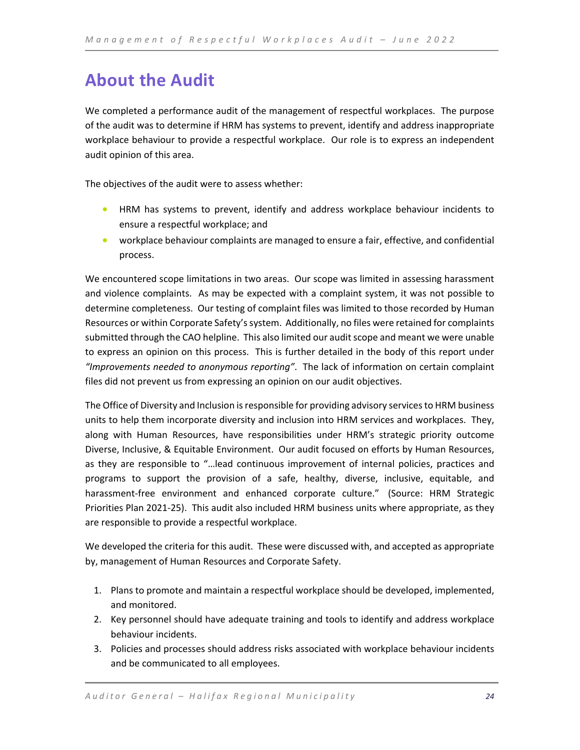# About the Audit

We completed a performance audit of the management of respectful workplaces. The purpose of the audit was to determine if HRM has systems to prevent, identify and address inappropriate workplace behaviour to provide a respectful workplace. Our role is to express an independent audit opinion of this area.

The objectives of the audit were to assess whether:

- HRM has systems to prevent, identify and address workplace behaviour incidents to ensure a respectful workplace; and
- workplace behaviour complaints are managed to ensure a fair, effective, and confidential process.

We encountered scope limitations in two areas. Our scope was limited in assessing harassment and violence complaints. As may be expected with a complaint system, it was not possible to determine completeness. Our testing of complaint files was limited to those recorded by Human Resources or within Corporate Safety's system. Additionally, no files were retained for complaints submitted through the CAO helpline. This also limited our audit scope and meant we were unable to express an opinion on this process. This is further detailed in the body of this report under *"Improvements needed to anonymous reporting"*. The lack of information on certain complaint files did not prevent us from expressing an opinion on our audit objectives.

The Office of Diversity and Inclusion is responsible for providing advisory services to HRM business units to help them incorporate diversity and inclusion into HRM services and workplaces. They, along with Human Resources, have responsibilities under HRM's strategic priority outcome Diverse, Inclusive, & Equitable Environment. Our audit focused on efforts by Human Resources, as they are responsible to "…lead continuous improvement of internal policies, practices and programs to support the provision of a safe, healthy, diverse, inclusive, equitable, and harassment-free environment and enhanced corporate culture." (Source: HRM Strategic Priorities Plan 2021-25). This audit also included HRM business units where appropriate, as they are responsible to provide a respectful workplace.

We developed the criteria for this audit. These were discussed with, and accepted as appropriate by, management of Human Resources and Corporate Safety.

1. Plans to promote and maintain a respectful workplace should be developed, implemented, and monitored.
2. Key personnel should have adequate training and tools to identify and address workplace behaviour incidents.
3. Policies and processes should address risks associated with workplace behaviour incidents and be communicated to all employees.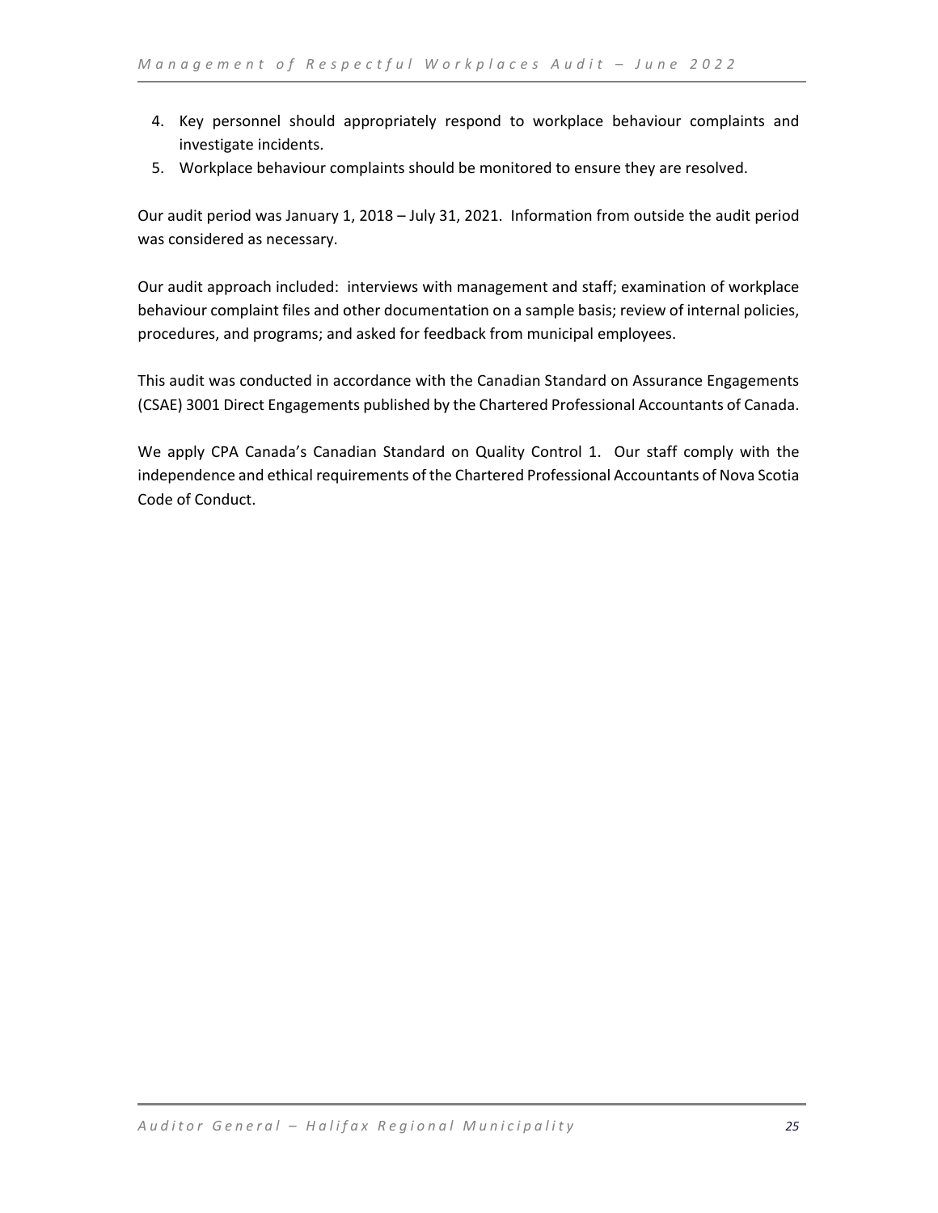4. Key personnel should appropriately respond to workplace behaviour complaints and investigate incidents.
5. Workplace behaviour complaints should be monitored to ensure they are resolved.

Our audit period was January 1, 2018 – July 31, 2021. Information from outside the audit period was considered as necessary.

Our audit approach included: interviews with management and staff; examination of workplace behaviour complaint files and other documentation on a sample basis; review of internal policies, procedures, and programs; and asked for feedback from municipal employees.

This audit was conducted in accordance with the Canadian Standard on Assurance Engagements (CSAE) 3001 Direct Engagements published by the Chartered Professional Accountants of Canada.

We apply CPA Canada's Canadian Standard on Quality Control 1. Our staff comply with the independence and ethical requirements of the Chartered Professional Accountants of Nova Scotia Code of Conduct.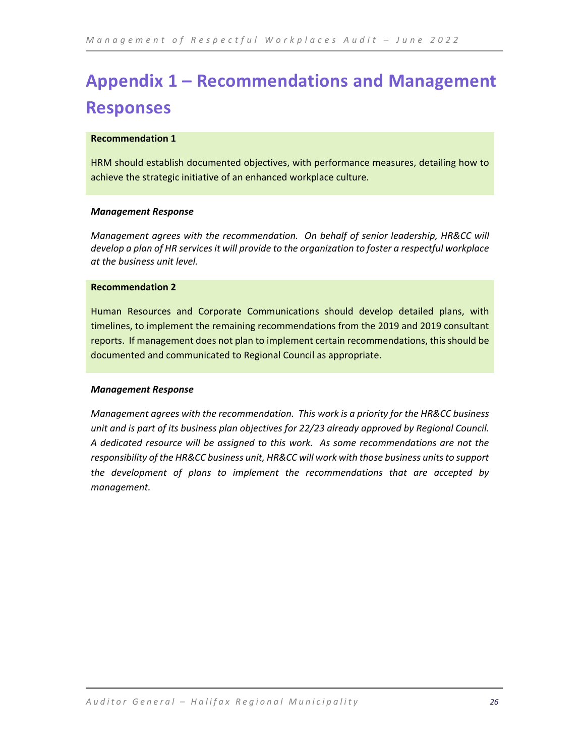# Appendix 1 – Recommendations and Management Responses

**Recommendation 1**

HRM should establish documented objectives, with performance measures, detailing how to achieve the strategic initiative of an enhanced workplace culture.

***Management Response***

*Management agrees with the recommendation. On behalf of senior leadership, HR&CC will develop a plan of HR services it will provide to the organization to foster a respectful workplace at the business unit level.*

**Recommendation 2**

Human Resources and Corporate Communications should develop detailed plans, with timelines, to implement the remaining recommendations from the 2019 and 2019 consultant reports. If management does not plan to implement certain recommendations, this should be documented and communicated to Regional Council as appropriate.

***Management Response***

*Management agrees with the recommendation. This work is a priority for the HR&CC business unit and is part of its business plan objectives for 22/23 already approved by Regional Council. A dedicated resource will be assigned to this work. As some recommendations are not the responsibility of the HR&CC business unit, HR&CC will work with those business units to support the development of plans to implement the recommendations that are accepted by management.*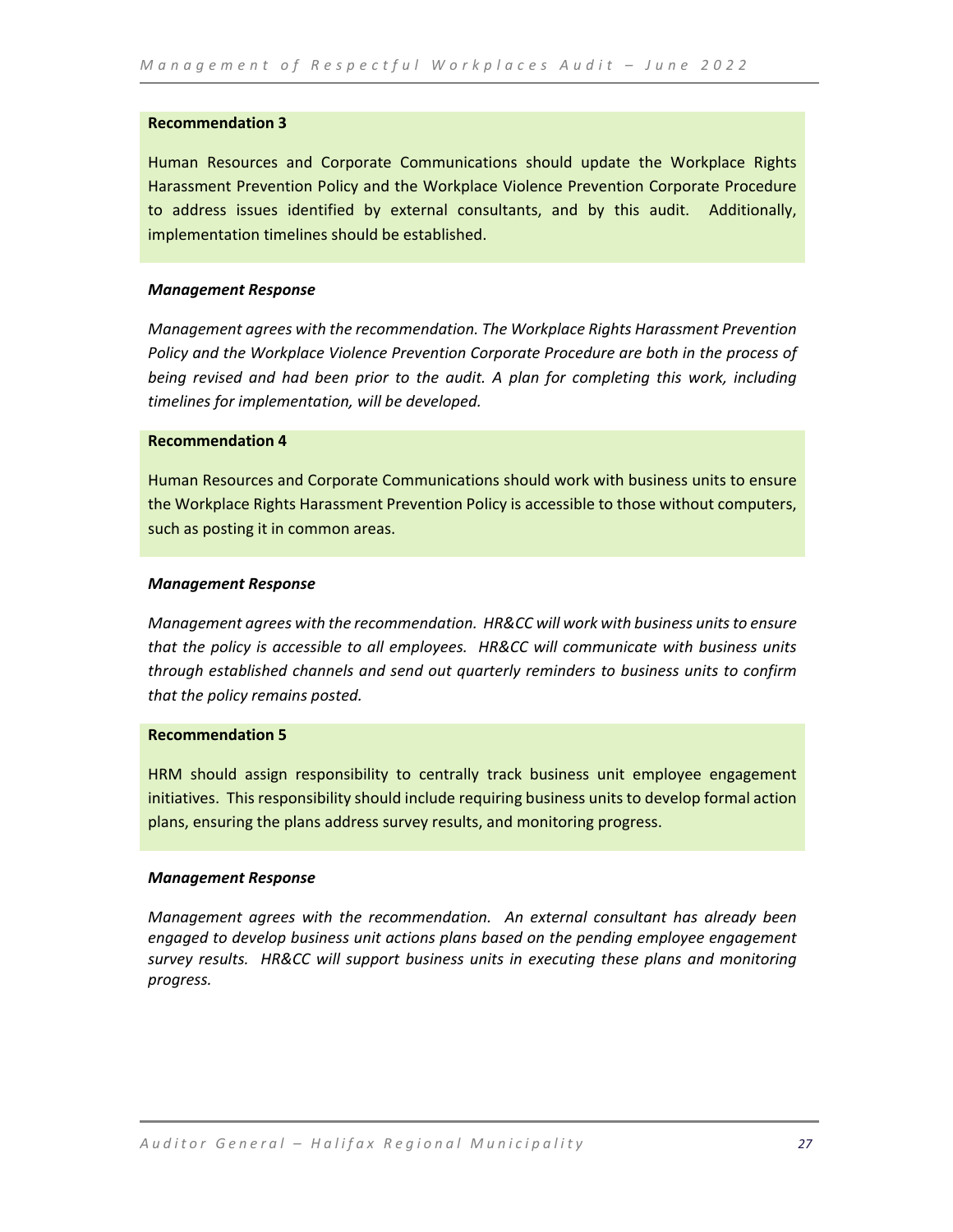**Recommendation 3**

Human Resources and Corporate Communications should update the Workplace Rights Harassment Prevention Policy and the Workplace Violence Prevention Corporate Procedure to address issues identified by external consultants, and by this audit. Additionally, implementation timelines should be established.

***Management Response***

*Management agrees with the recommendation. The Workplace Rights Harassment Prevention Policy and the Workplace Violence Prevention Corporate Procedure are both in the process of being revised and had been prior to the audit. A plan for completing this work, including timelines for implementation, will be developed.*

**Recommendation 4**

Human Resources and Corporate Communications should work with business units to ensure the Workplace Rights Harassment Prevention Policy is accessible to those without computers, such as posting it in common areas.

***Management Response***

*Management agrees with the recommendation. HR&CC will work with business units to ensure that the policy is accessible to all employees. HR&CC will communicate with business units through established channels and send out quarterly reminders to business units to confirm that the policy remains posted.*

**Recommendation 5**

HRM should assign responsibility to centrally track business unit employee engagement initiatives. This responsibility should include requiring business units to develop formal action plans, ensuring the plans address survey results, and monitoring progress.

***Management Response***

*Management agrees with the recommendation. An external consultant has already been engaged to develop business unit actions plans based on the pending employee engagement survey results. HR&CC will support business units in executing these plans and monitoring progress.*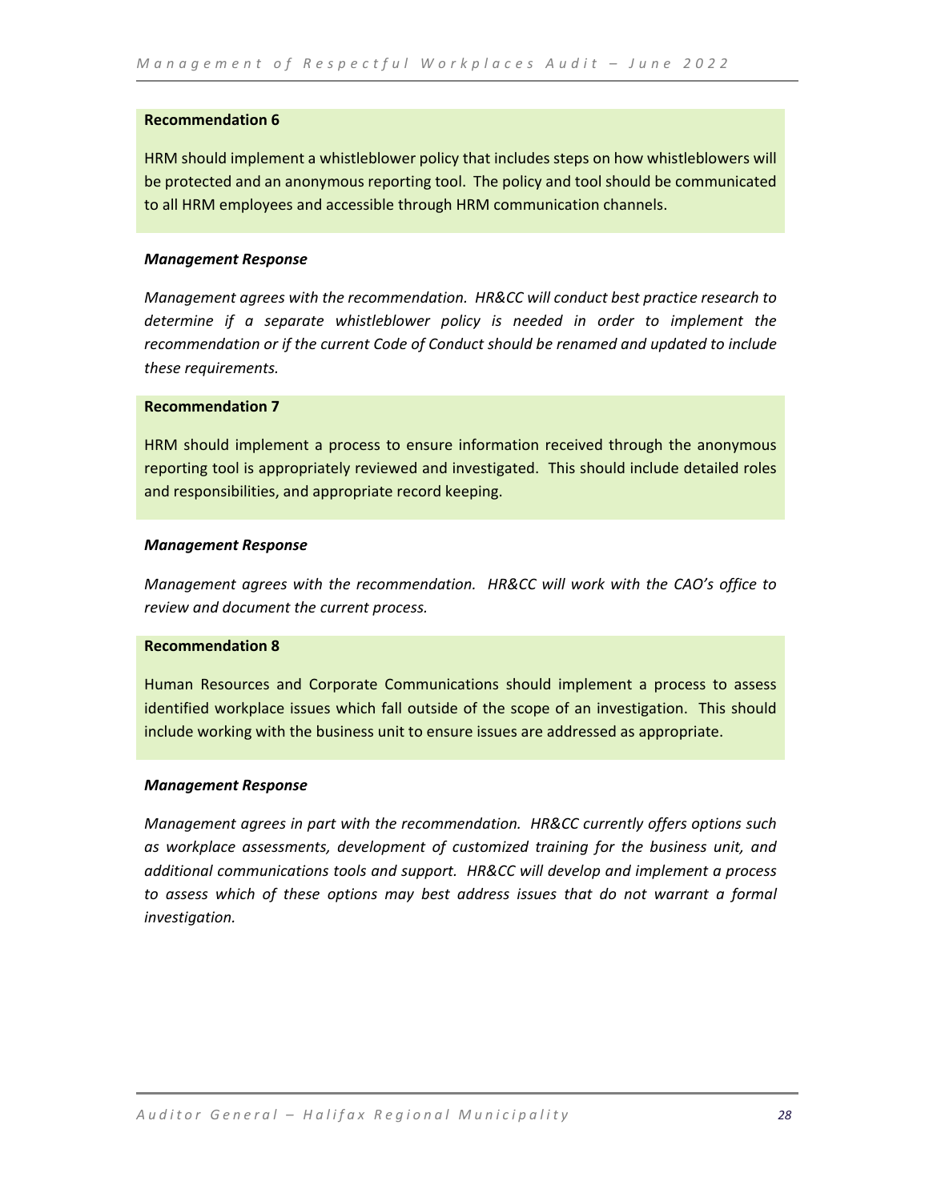**Recommendation 6**

HRM should implement a whistleblower policy that includes steps on how whistleblowers will be protected and an anonymous reporting tool. The policy and tool should be communicated to all HRM employees and accessible through HRM communication channels.

***Management Response***

*Management agrees with the recommendation. HR&CC will conduct best practice research to determine if a separate whistleblower policy is needed in order to implement the recommendation or if the current Code of Conduct should be renamed and updated to include these requirements.*

**Recommendation 7**

HRM should implement a process to ensure information received through the anonymous reporting tool is appropriately reviewed and investigated. This should include detailed roles and responsibilities, and appropriate record keeping.

***Management Response***

*Management agrees with the recommendation. HR&CC will work with the CAO's office to review and document the current process.*

**Recommendation 8**

Human Resources and Corporate Communications should implement a process to assess identified workplace issues which fall outside of the scope of an investigation. This should include working with the business unit to ensure issues are addressed as appropriate.

***Management Response***

*Management agrees in part with the recommendation. HR&CC currently offers options such as workplace assessments, development of customized training for the business unit, and additional communications tools and support. HR&CC will develop and implement a process to assess which of these options may best address issues that do not warrant a formal investigation.*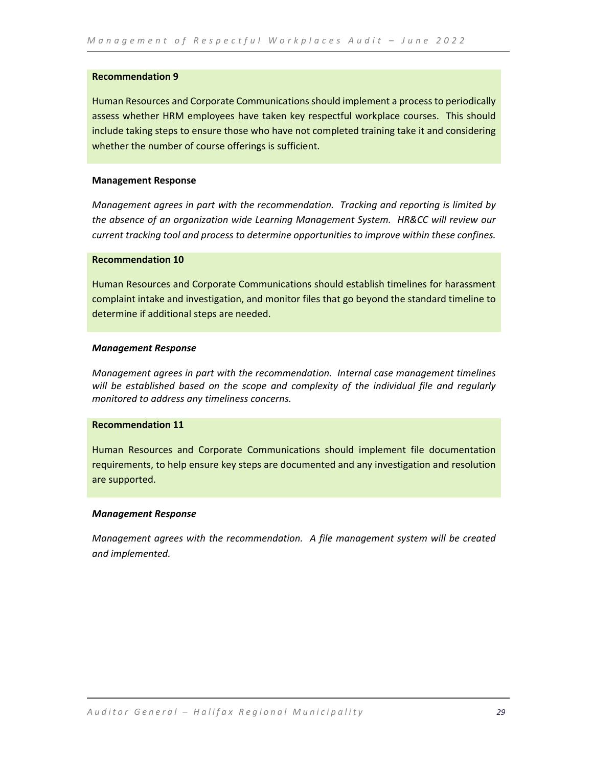**Recommendation 9**

Human Resources and Corporate Communications should implement a process to periodically assess whether HRM employees have taken key respectful workplace courses. This should include taking steps to ensure those who have not completed training take it and considering whether the number of course offerings is sufficient.

**Management Response**

*Management agrees in part with the recommendation. Tracking and reporting is limited by the absence of an organization wide Learning Management System. HR&CC will review our current tracking tool and process to determine opportunities to improve within these confines.*

**Recommendation 10**

Human Resources and Corporate Communications should establish timelines for harassment complaint intake and investigation, and monitor files that go beyond the standard timeline to determine if additional steps are needed.

***Management Response***

*Management agrees in part with the recommendation. Internal case management timelines will be established based on the scope and complexity of the individual file and regularly monitored to address any timeliness concerns.*

**Recommendation 11**

Human Resources and Corporate Communications should implement file documentation requirements, to help ensure key steps are documented and any investigation and resolution are supported.

***Management Response***

*Management agrees with the recommendation. A file management system will be created and implemented.*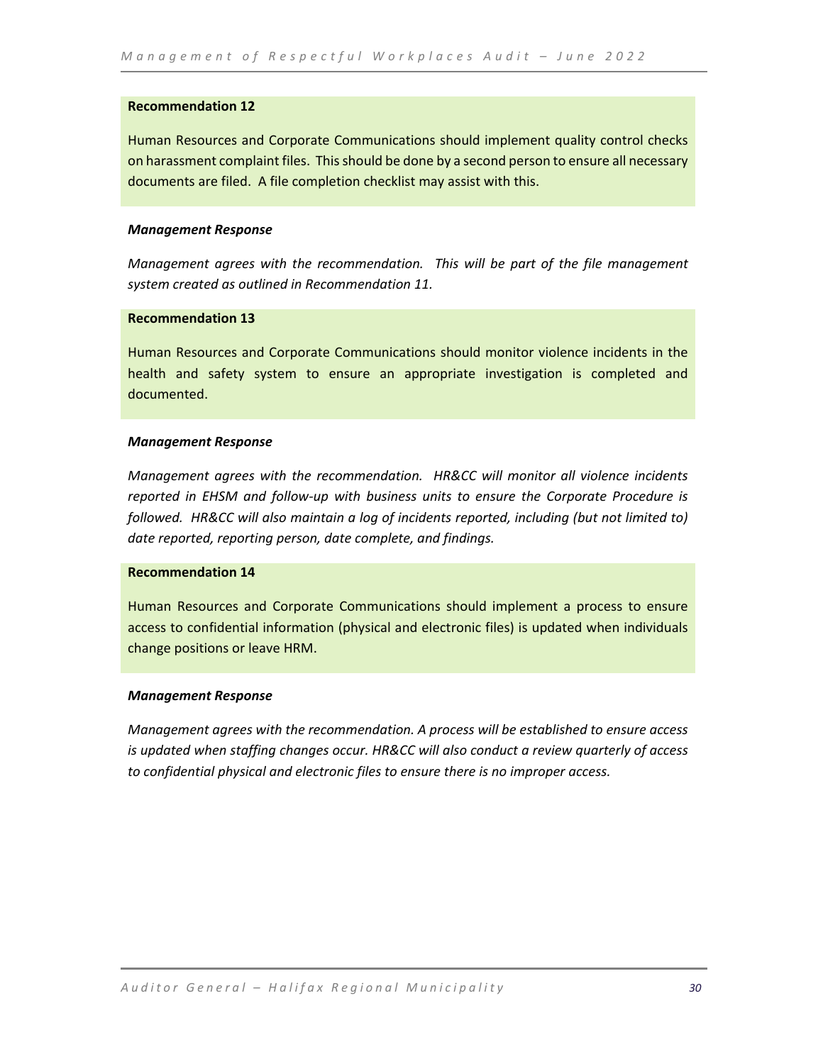**Recommendation 12**

Human Resources and Corporate Communications should implement quality control checks on harassment complaint files. This should be done by a second person to ensure all necessary documents are filed. A file completion checklist may assist with this.

***Management Response***

*Management agrees with the recommendation. This will be part of the file management system created as outlined in Recommendation 11.*

**Recommendation 13**

Human Resources and Corporate Communications should monitor violence incidents in the health and safety system to ensure an appropriate investigation is completed and documented.

***Management Response***

*Management agrees with the recommendation. HR&CC will monitor all violence incidents reported in EHSM and follow-up with business units to ensure the Corporate Procedure is followed. HR&CC will also maintain a log of incidents reported, including (but not limited to) date reported, reporting person, date complete, and findings.*

**Recommendation 14**

Human Resources and Corporate Communications should implement a process to ensure access to confidential information (physical and electronic files) is updated when individuals change positions or leave HRM.

***Management Response***

*Management agrees with the recommendation. A process will be established to ensure access is updated when staffing changes occur. HR&CC will also conduct a review quarterly of access to confidential physical and electronic files to ensure there is no improper access.*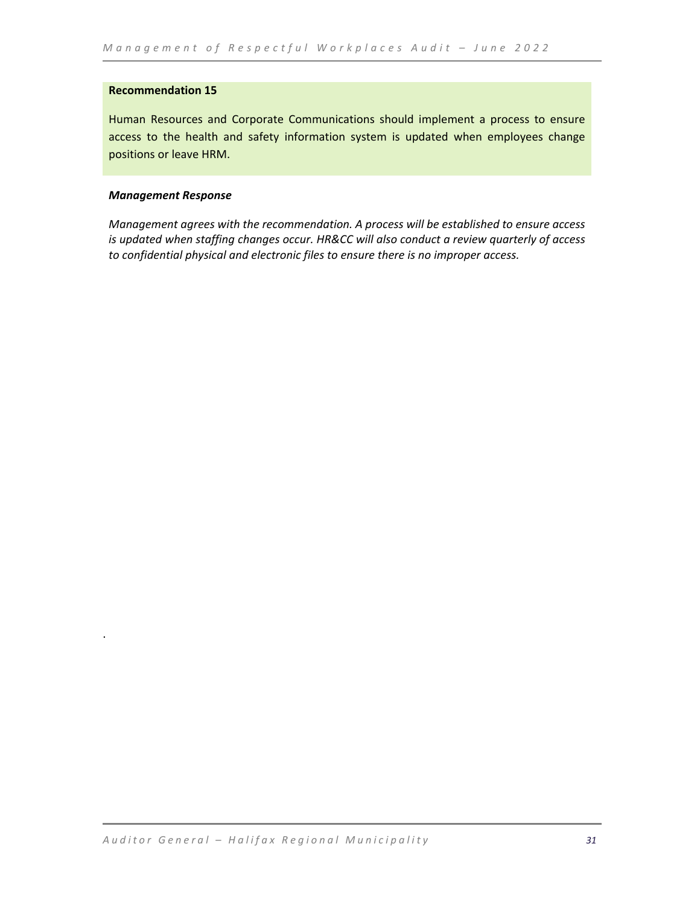**Recommendation 15**

Human Resources and Corporate Communications should implement a process to ensure access to the health and safety information system is updated when employees change positions or leave HRM.

***Management Response***

*Management agrees with the recommendation. A process will be established to ensure access is updated when staffing changes occur. HR&CC will also conduct a review quarterly of access to confidential physical and electronic files to ensure there is no improper access.*

.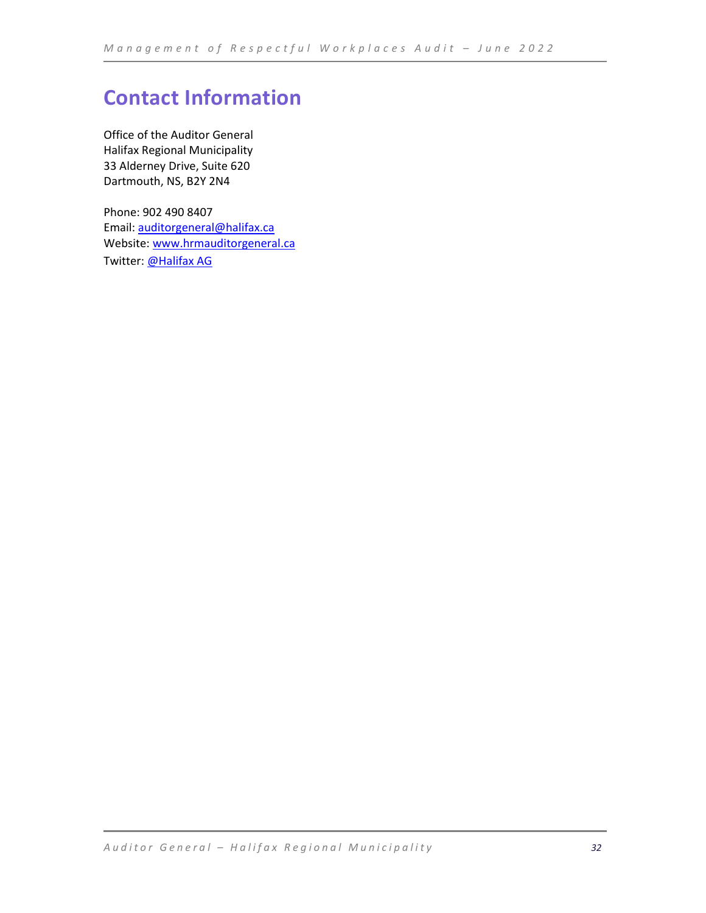# Contact Information

Office of the Auditor General
Halifax Regional Municipality
33 Alderney Drive, Suite 620
Dartmouth, NS, B2Y 2N4

Phone: 902 490 8407
Email: auditorgeneral@halifax.ca
Website: www.hrmauditorgeneral.ca
Twitter: @Halifax AG